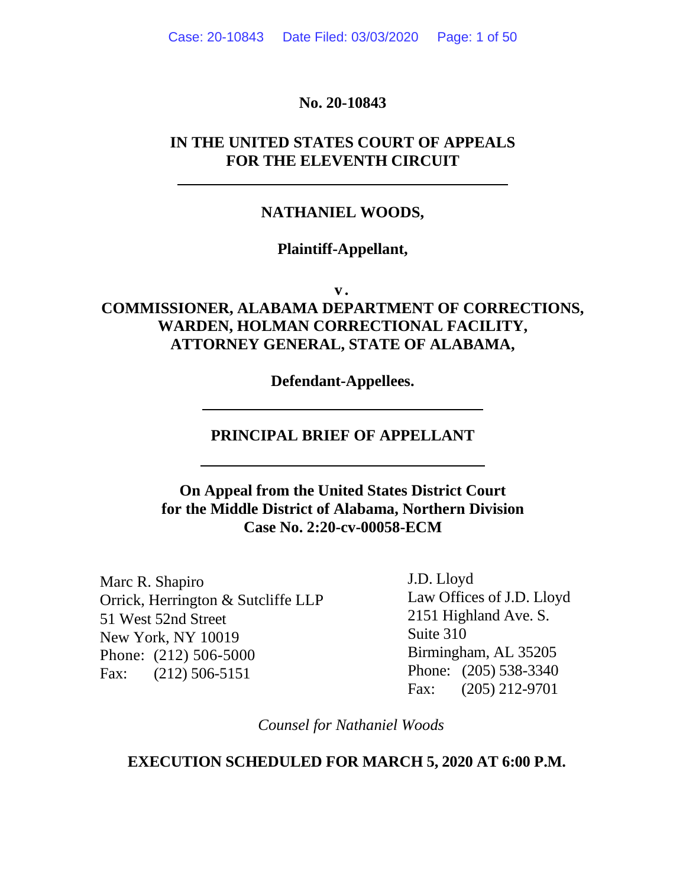**No. 20-10843**

**IN THE UNITED STATES COURT OF APPEALS**
**FOR THE ELEVENTH CIRCUIT**

---

**NATHANIEL WOODS,**

**Plaintiff-Appellant,**

**v.**

**COMMISSIONER, ALABAMA DEPARTMENT OF CORRECTIONS, WARDEN, HOLMAN CORRECTIONAL FACILITY, ATTORNEY GENERAL, STATE OF ALABAMA,**

**Defendant-Appellees.**

---

**PRINCIPAL BRIEF OF APPELLANT**

---

**On Appeal from the United States District Court for the Middle District of Alabama, Northern Division**
**Case No. 2:20-cv-00058-ECM**

Marc R. Shapiro
Orrick, Herrington & Sutcliffe LLP
51 West 52nd Street
New York, NY 10019
Phone: (212) 506-5000
Fax: (212) 506-5151

J.D. Lloyd
Law Offices of J.D. Lloyd
2151 Highland Ave. S.
Suite 310
Birmingham, AL 35205
Phone: (205) 538-3340
Fax: (205) 212-9701

*Counsel for Nathaniel Woods*

**EXECUTION SCHEDULED FOR MARCH 5, 2020 AT 6:00 P.M.**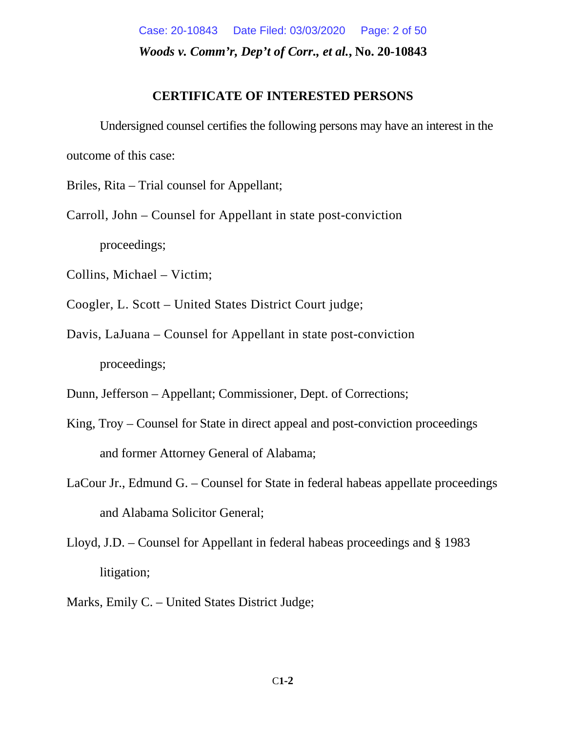**CERTIFICATE OF INTERESTED PERSONS**

Undersigned counsel certifies the following persons may have an interest in the outcome of this case:

Briles, Rita – Trial counsel for Appellant;

Carroll, John – Counsel for Appellant in state post-conviction proceedings;

Collins, Michael – Victim;

Coogler, L. Scott – United States District Court judge;

Davis, LaJuana – Counsel for Appellant in state post-conviction proceedings;

Dunn, Jefferson – Appellant; Commissioner, Dept. of Corrections;

King, Troy – Counsel for State in direct appeal and post-conviction proceedings and former Attorney General of Alabama;

LaCour Jr., Edmund G. – Counsel for State in federal habeas appellate proceedings and Alabama Solicitor General;

Lloyd, J.D. – Counsel for Appellant in federal habeas proceedings and § 1983 litigation;

Marks, Emily C. – United States District Judge;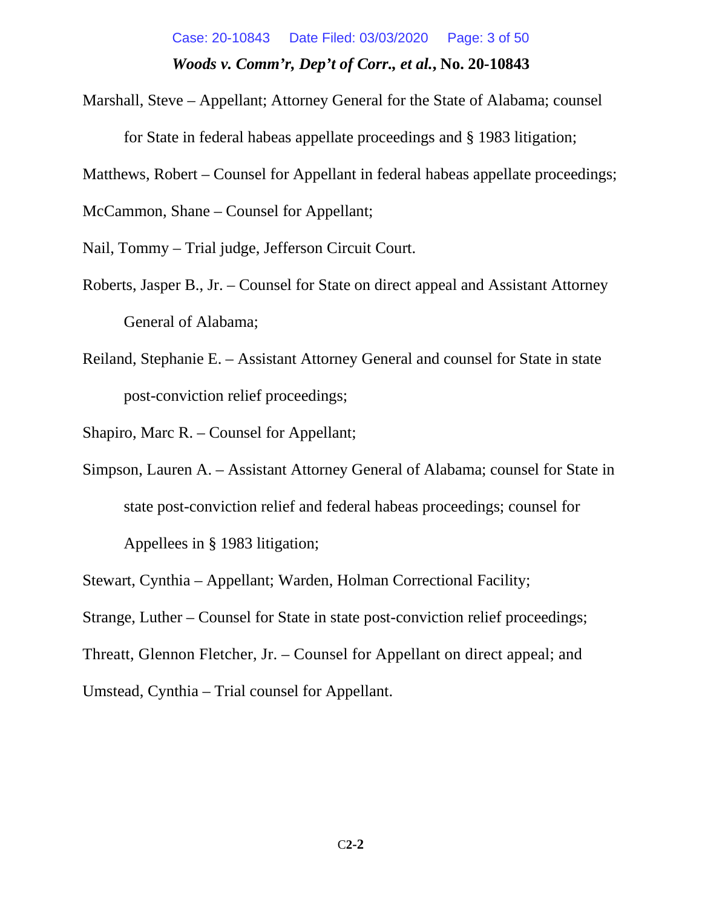Marshall, Steve – Appellant; Attorney General for the State of Alabama; counsel for State in federal habeas appellate proceedings and § 1983 litigation;

Matthews, Robert – Counsel for Appellant in federal habeas appellate proceedings;

McCammon, Shane – Counsel for Appellant;

Nail, Tommy – Trial judge, Jefferson Circuit Court.

Roberts, Jasper B., Jr. – Counsel for State on direct appeal and Assistant Attorney General of Alabama;

Reiland, Stephanie E. – Assistant Attorney General and counsel for State in state post-conviction relief proceedings;

Shapiro, Marc R. – Counsel for Appellant;

Simpson, Lauren A. – Assistant Attorney General of Alabama; counsel for State in state post-conviction relief and federal habeas proceedings; counsel for Appellees in § 1983 litigation;

Stewart, Cynthia – Appellant; Warden, Holman Correctional Facility;

Strange, Luther – Counsel for State in state post-conviction relief proceedings;

Threatt, Glennon Fletcher, Jr. – Counsel for Appellant on direct appeal; and

Umstead, Cynthia – Trial counsel for Appellant.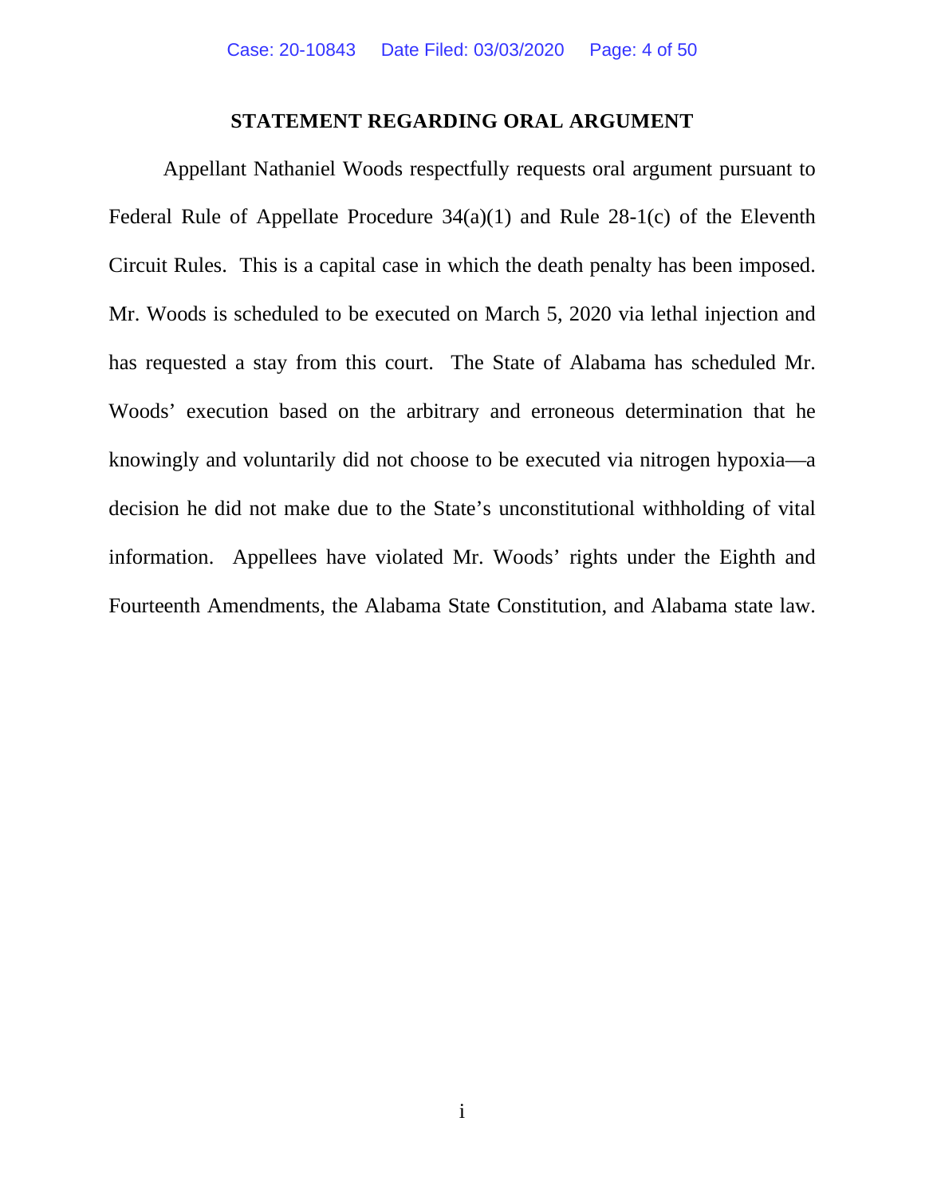## STATEMENT REGARDING ORAL ARGUMENT

Appellant Nathaniel Woods respectfully requests oral argument pursuant to Federal Rule of Appellate Procedure 34(a)(1) and Rule 28-1(c) of the Eleventh Circuit Rules. This is a capital case in which the death penalty has been imposed. Mr. Woods is scheduled to be executed on March 5, 2020 via lethal injection and has requested a stay from this court. The State of Alabama has scheduled Mr. Woods' execution based on the arbitrary and erroneous determination that he knowingly and voluntarily did not choose to be executed via nitrogen hypoxia—a decision he did not make due to the State's unconstitutional withholding of vital information. Appellees have violated Mr. Woods' rights under the Eighth and Fourteenth Amendments, the Alabama State Constitution, and Alabama state law.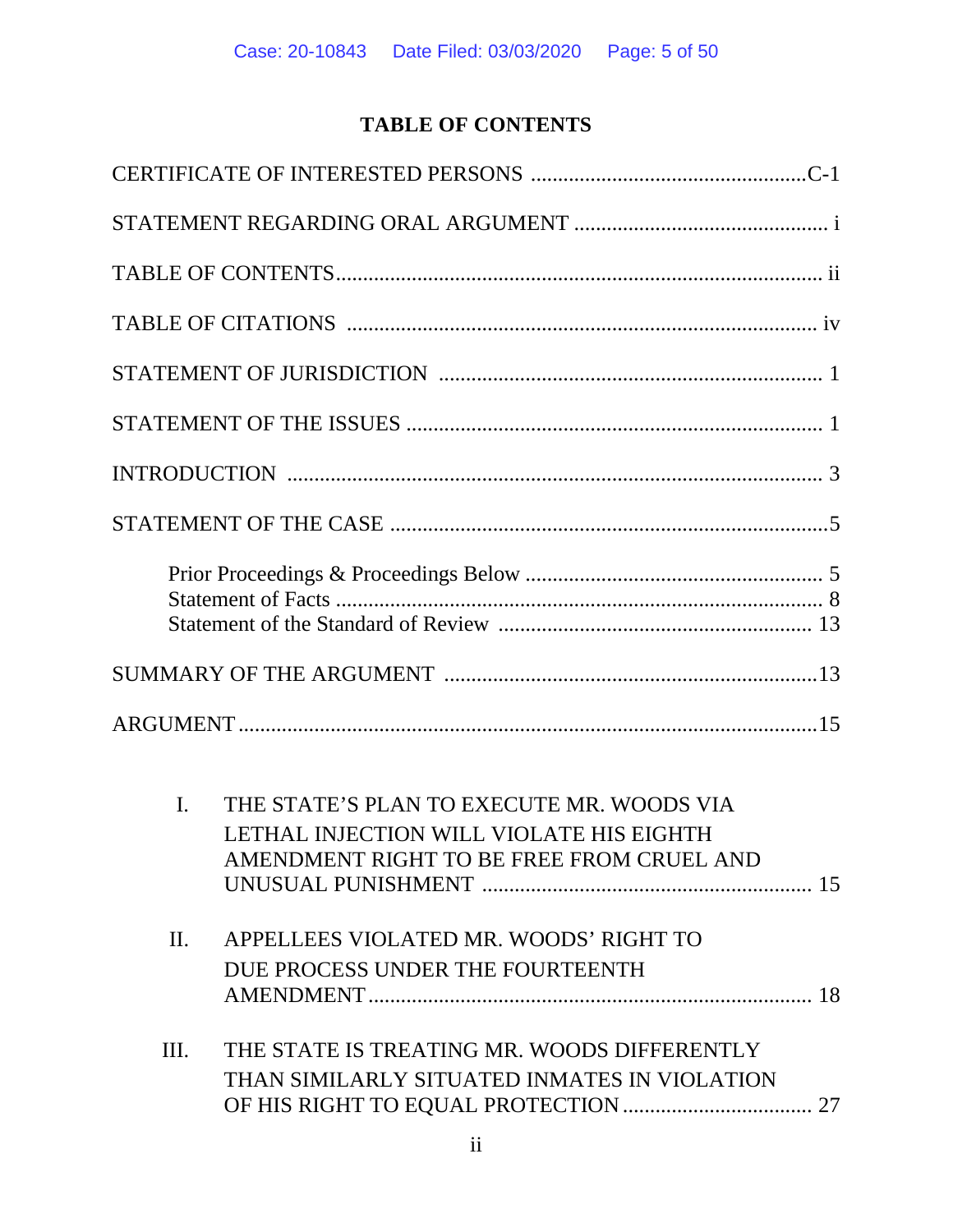# TABLE OF CONTENTS

CERTIFICATE OF INTERESTED PERSONS .................................................C-1

STATEMENT REGARDING ORAL ARGUMENT ............................................. i

TABLE OF CONTENTS.......................................................................................... ii

TABLE OF CITATIONS ....................................................................................... iv

STATEMENT OF JURISDICTION ....................................................................... 1

STATEMENT OF THE ISSUES ............................................................................. 1

INTRODUCTION ................................................................................................... 3

STATEMENT OF THE CASE ..................................................................................5

- Prior Proceedings & Proceedings Below ........................................................ 5
- Statement of Facts ........................................................................................... 8
- Statement of the Standard of Review ........................................................... 13

SUMMARY OF THE ARGUMENT ......................................................................13

ARGUMENT............................................................................................................15

I. THE STATE'S PLAN TO EXECUTE MR. WOODS VIA LETHAL INJECTION WILL VIOLATE HIS EIGHTH AMENDMENT RIGHT TO BE FREE FROM CRUEL AND UNUSUAL PUNISHMENT ........................................................... 15

II. APPELLEES VIOLATED MR. WOODS' RIGHT TO DUE PROCESS UNDER THE FOURTEENTH AMENDMENT.................................................................................. 18

III. THE STATE IS TREATING MR. WOODS DIFFERENTLY THAN SIMILARLY SITUATED INMATES IN VIOLATION OF HIS RIGHT TO EQUAL PROTECTION .................................. 27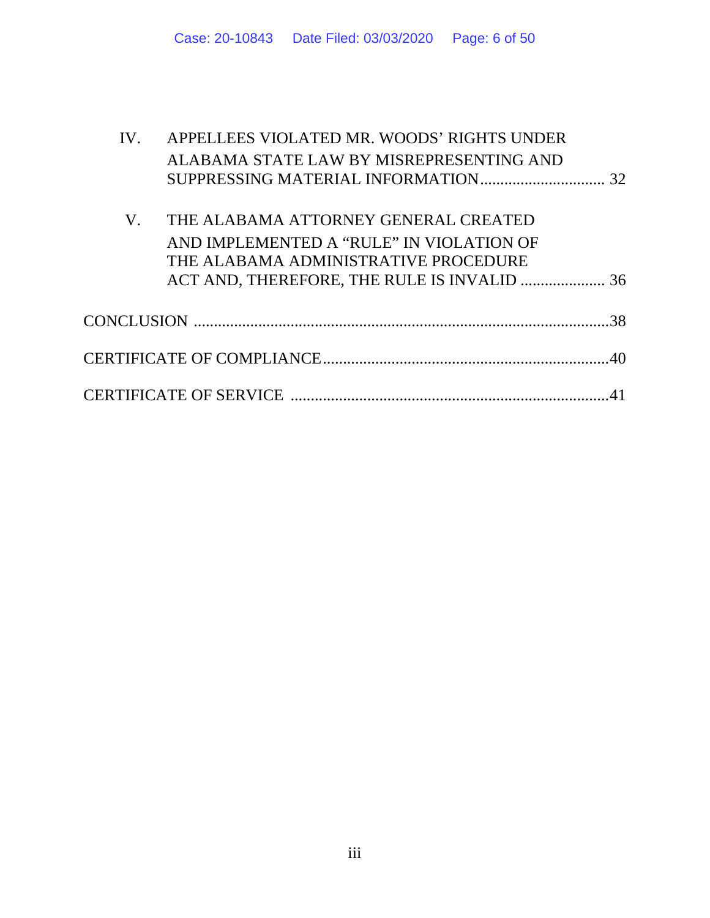IV. APPELLEES VIOLATED MR. WOODS' RIGHTS UNDER ALABAMA STATE LAW BY MISREPRESENTING AND SUPPRESSING MATERIAL INFORMATION ............................... 32

V. THE ALABAMA ATTORNEY GENERAL CREATED AND IMPLEMENTED A "RULE" IN VIOLATION OF THE ALABAMA ADMINISTRATIVE PROCEDURE ACT AND, THEREFORE, THE RULE IS INVALID ..................... 36

CONCLUSION ........................................................................................................38

CERTIFICATE OF COMPLIANCE.......................................................................40

CERTIFICATE OF SERVICE ...............................................................................41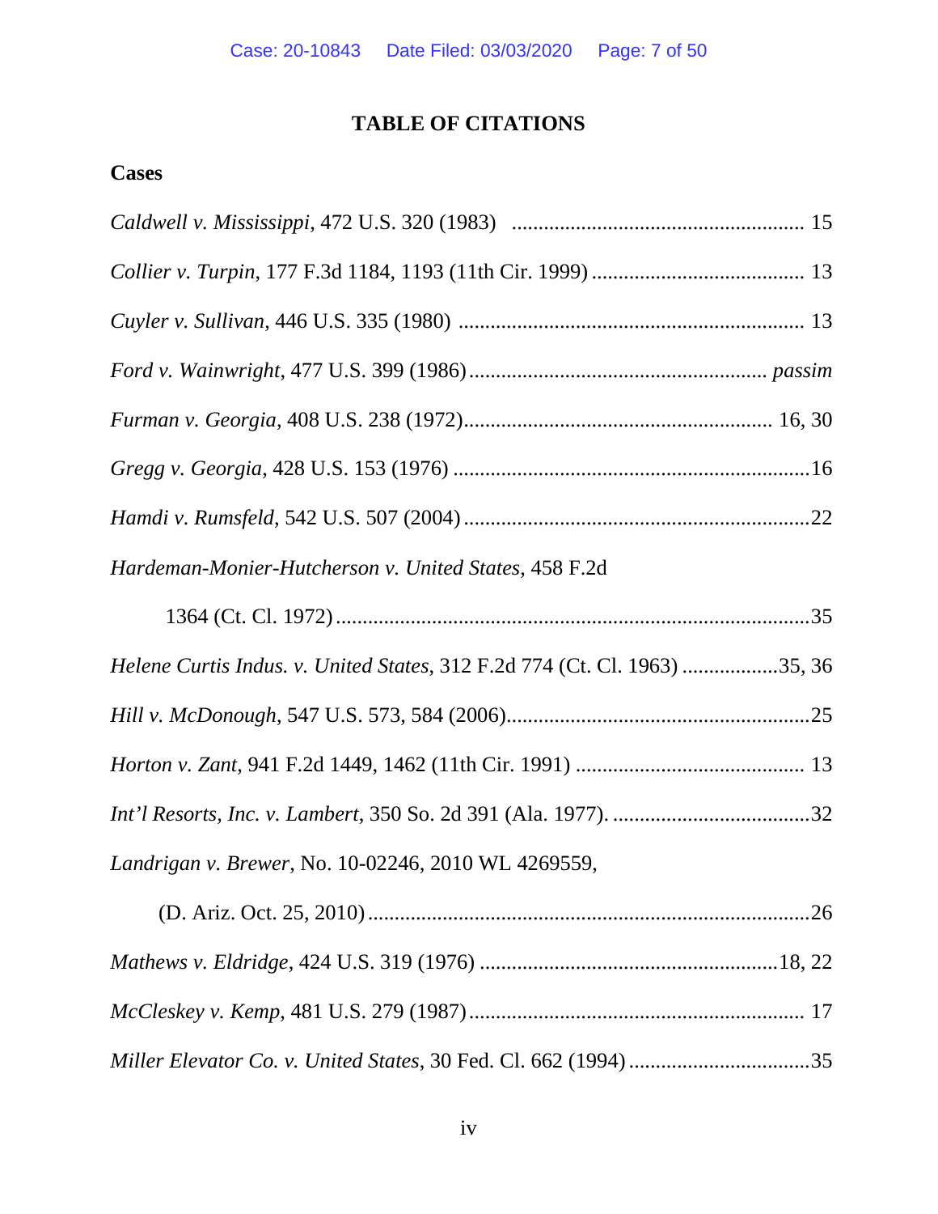# TABLE OF CITATIONS

## Cases

*Caldwell v. Mississippi*, 472 U.S. 320 (1983) ........................................................ 15

*Collier v. Turpin*, 177 F.3d 1184, 1193 (11th Cir. 1999) ........................................ 13

*Cuyler v. Sullivan*, 446 U.S. 335 (1980) ................................................................. 13

*Ford v. Wainwright*, 477 U.S. 399 (1986) ....................................................... *passim*

*Furman v. Georgia*, 408 U.S. 238 (1972) ......................................................... 16, 30

*Gregg v. Georgia*, 428 U.S. 153 (1976) ...................................................................16

*Hamdi v. Rumsfeld*, 542 U.S. 507 (2004) .................................................................22

*Hardeman-Monier-Hutcherson v. United States*, 458 F.2d 1364 (Ct. Cl. 1972) .........................................................................................35

*Helene Curtis Indus. v. United States*, 312 F.2d 774 (Ct. Cl. 1963) ..................35, 36

*Hill v. McDonough*, 547 U.S. 573, 584 (2006) .........................................................25

*Horton v. Zant*, 941 F.2d 1449, 1462 (11th Cir. 1991) ........................................... 13

*Int'l Resorts, Inc. v. Lambert*, 350 So. 2d 391 (Ala. 1977). ......................................32

*Landrigan v. Brewer*, No. 10-02246, 2010 WL 4269559, (D. Ariz. Oct. 25, 2010) ...................................................................................26

*Mathews v. Eldridge*, 424 U.S. 319 (1976) ........................................................18, 22

*McCleskey v. Kemp*, 481 U.S. 279 (1987) ............................................................... 17

*Miller Elevator Co. v. United States*, 30 Fed. Cl. 662 (1994) ..................................35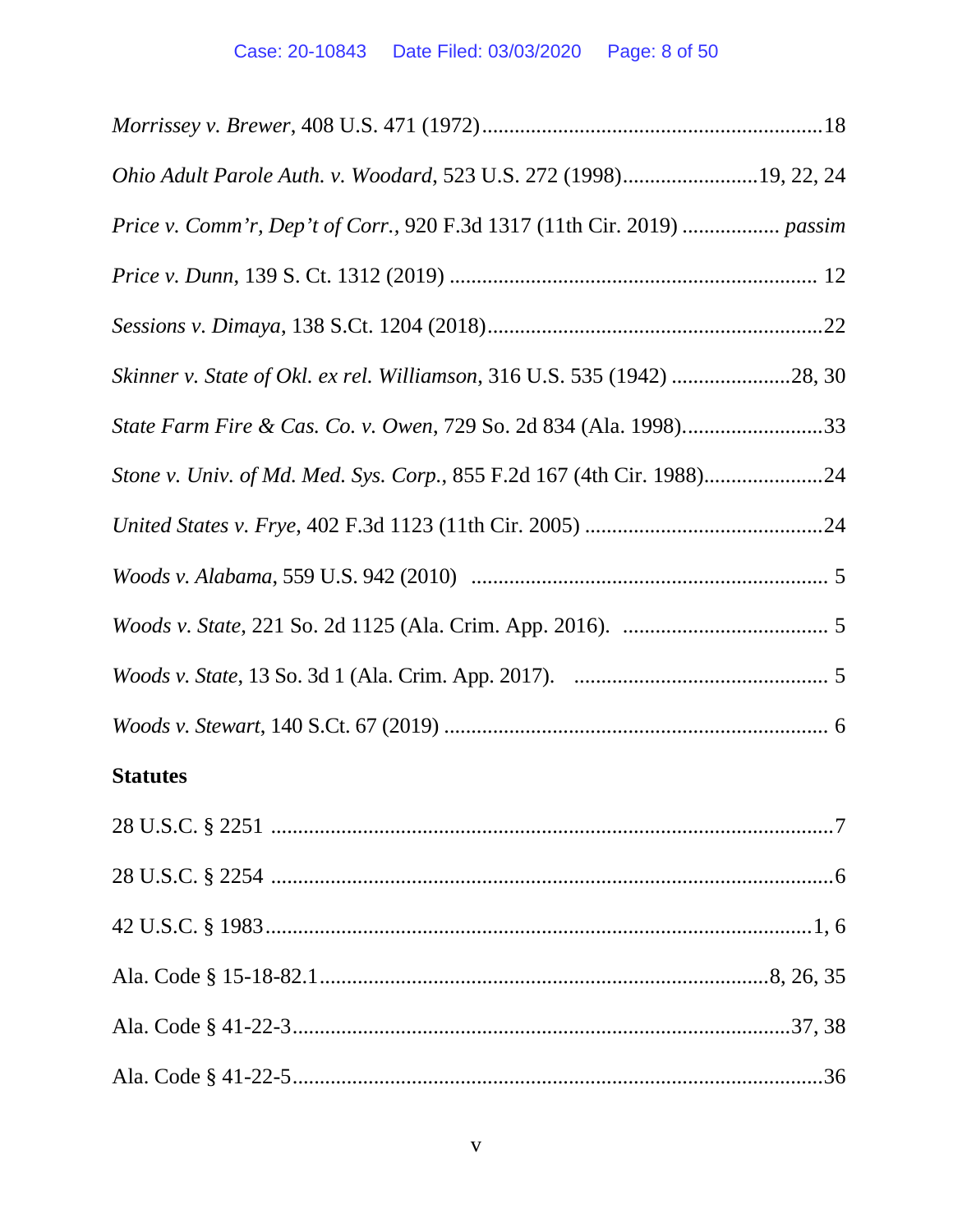*Morrissey v. Brewer*, 408 U.S. 471 (1972)..............................................................18

*Ohio Adult Parole Auth. v. Woodard*, 523 U.S. 272 (1998).........................19, 22, 24

*Price v. Comm'r, Dep't of Corr.*, 920 F.3d 1317 (11th Cir. 2019) .................. *passim*

*Price v. Dunn*, 139 S. Ct. 1312 (2019) .................................................................... 12

*Sessions v. Dimaya*, 138 S.Ct. 1204 (2018)..............................................................22

*Skinner v. State of Okl. ex rel. Williamson*, 316 U.S. 535 (1942) ......................28, 30

*State Farm Fire & Cas. Co. v. Owen*, 729 So. 2d 834 (Ala. 1998)..........................33

*Stone v. Univ. of Md. Med. Sys. Corp.*, 855 F.2d 167 (4th Cir. 1988)......................24

*United States v. Frye*, 402 F.3d 1123 (11th Cir. 2005) ............................................24

*Woods v. Alabama*, 559 U.S. 942 (2010) ................................................................. 5

*Woods v. State*, 221 So. 2d 1125 (Ala. Crim. App. 2016). ...................................... 5

*Woods v. State*, 13 So. 3d 1 (Ala. Crim. App. 2017). ............................................... 5

*Woods v. Stewart*, 140 S.Ct. 67 (2019) ...................................................................... 6

**Statutes**

28 U.S.C. § 2251 .........................................................................................................7

28 U.S.C. § 2254 .........................................................................................................6

42 U.S.C. § 1983.....................................................................................................1, 6

Ala. Code § 15-18-82.1.......................................................................................8, 26, 35

Ala. Code § 41-22-3...........................................................................................37, 38

Ala. Code § 41-22-5..................................................................................................36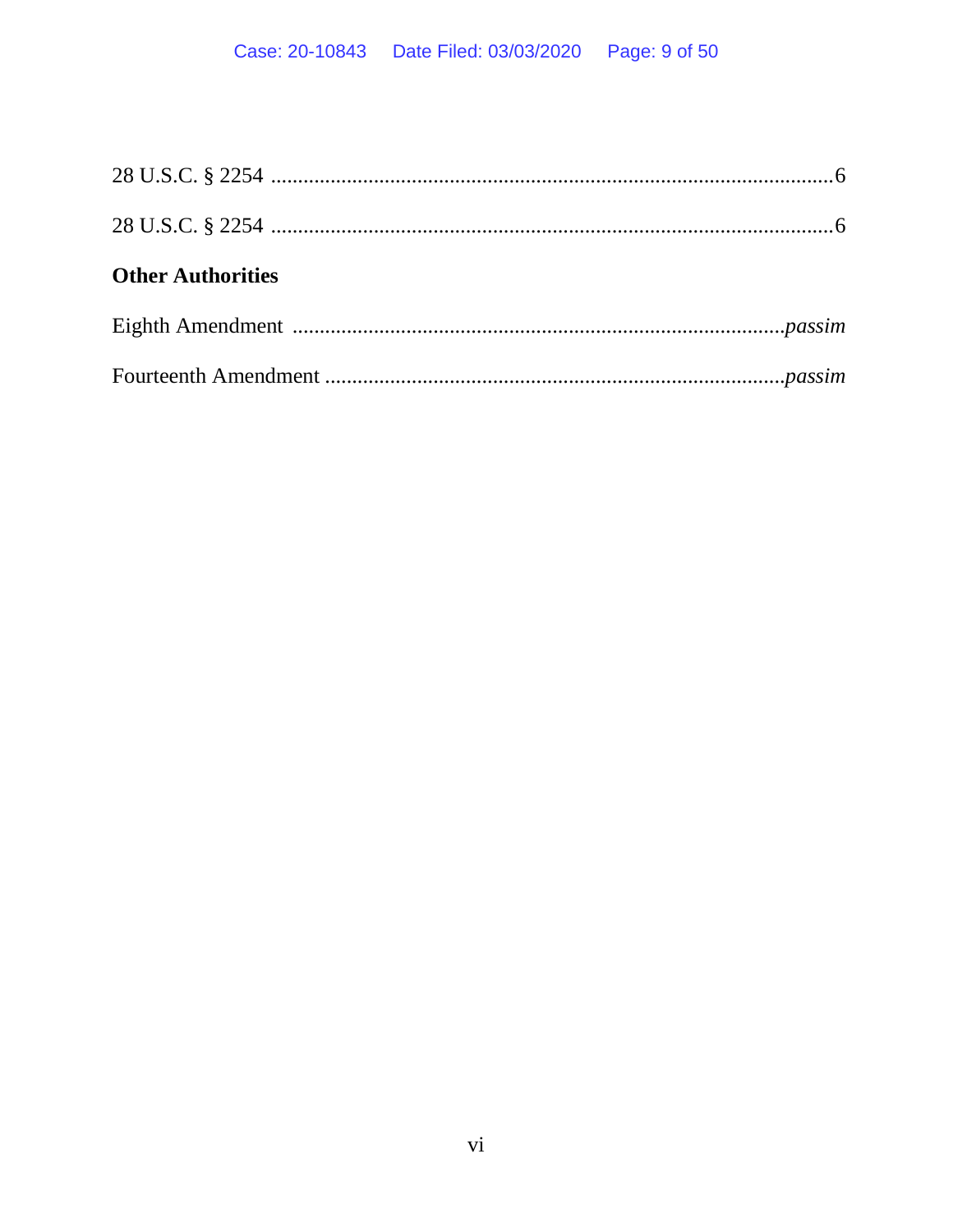28 U.S.C. § 2254 ........................................................................................................6

28 U.S.C. § 2254 ........................................................................................................6

**Other Authorities**

Eighth Amendment ..........................................................................................*passim*

Fourteenth Amendment ....................................................................................*passim*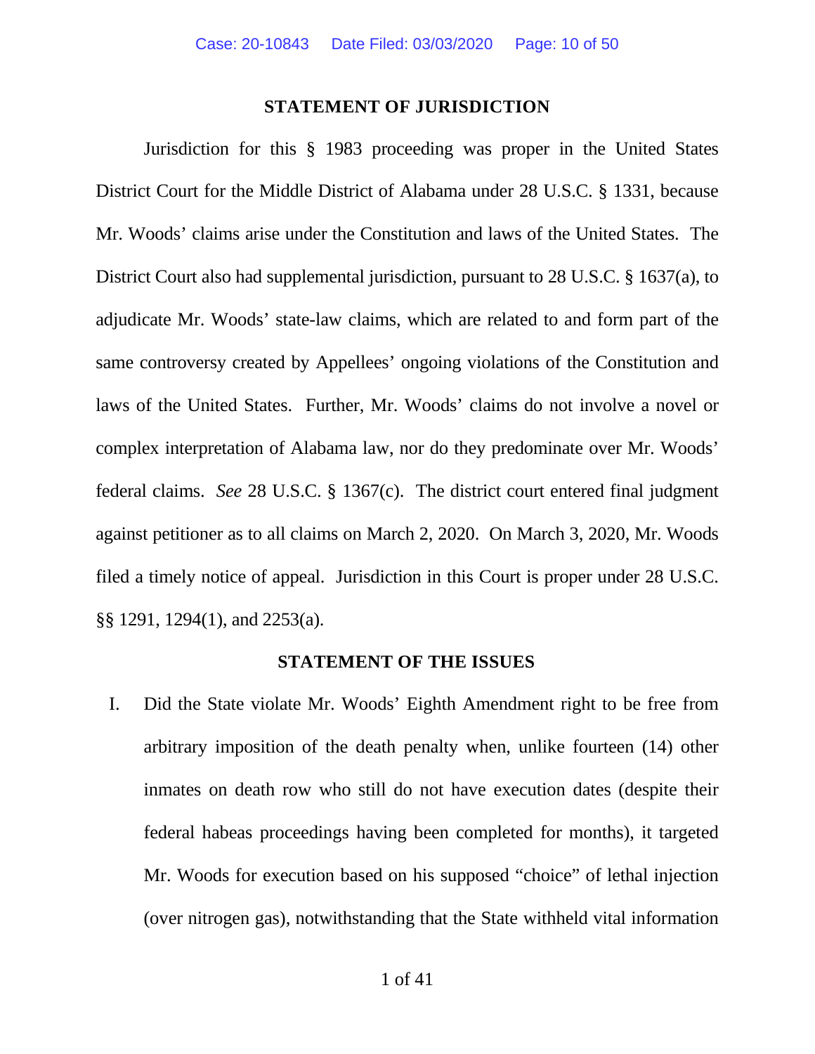## STATEMENT OF JURISDICTION

Jurisdiction for this § 1983 proceeding was proper in the United States District Court for the Middle District of Alabama under 28 U.S.C. § 1331, because Mr. Woods' claims arise under the Constitution and laws of the United States. The District Court also had supplemental jurisdiction, pursuant to 28 U.S.C. § 1637(a), to adjudicate Mr. Woods' state-law claims, which are related to and form part of the same controversy created by Appellees' ongoing violations of the Constitution and laws of the United States. Further, Mr. Woods' claims do not involve a novel or complex interpretation of Alabama law, nor do they predominate over Mr. Woods' federal claims. *See* 28 U.S.C. § 1367(c). The district court entered final judgment against petitioner as to all claims on March 2, 2020. On March 3, 2020, Mr. Woods filed a timely notice of appeal. Jurisdiction in this Court is proper under 28 U.S.C. §§ 1291, 1294(1), and 2253(a).

## STATEMENT OF THE ISSUES

I. Did the State violate Mr. Woods' Eighth Amendment right to be free from arbitrary imposition of the death penalty when, unlike fourteen (14) other inmates on death row who still do not have execution dates (despite their federal habeas proceedings having been completed for months), it targeted Mr. Woods for execution based on his supposed "choice" of lethal injection (over nitrogen gas), notwithstanding that the State withheld vital information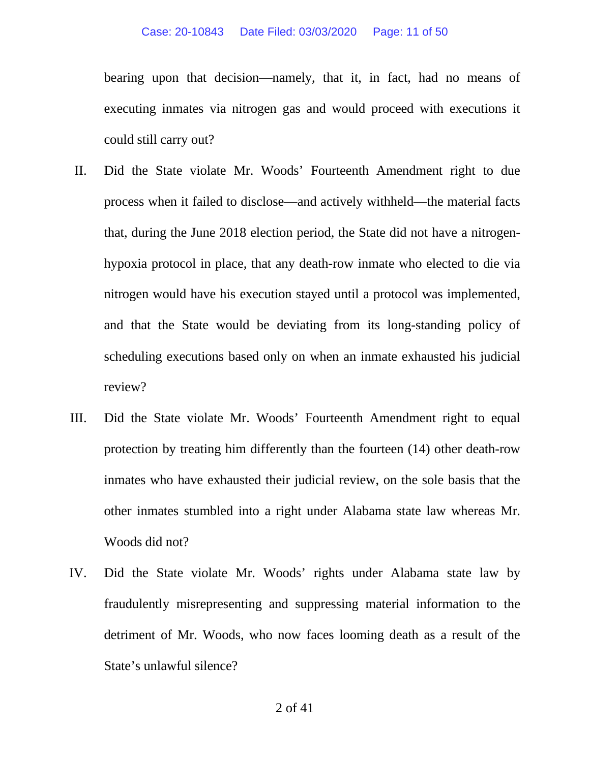bearing upon that decision—namely, that it, in fact, had no means of executing inmates via nitrogen gas and would proceed with executions it could still carry out?

II. Did the State violate Mr. Woods' Fourteenth Amendment right to due process when it failed to disclose—and actively withheld—the material facts that, during the June 2018 election period, the State did not have a nitrogen-hypoxia protocol in place, that any death-row inmate who elected to die via nitrogen would have his execution stayed until a protocol was implemented, and that the State would be deviating from its long-standing policy of scheduling executions based only on when an inmate exhausted his judicial review?

III. Did the State violate Mr. Woods' Fourteenth Amendment right to equal protection by treating him differently than the fourteen (14) other death-row inmates who have exhausted their judicial review, on the sole basis that the other inmates stumbled into a right under Alabama state law whereas Mr. Woods did not?

IV. Did the State violate Mr. Woods' rights under Alabama state law by fraudulently misrepresenting and suppressing material information to the detriment of Mr. Woods, who now faces looming death as a result of the State's unlawful silence?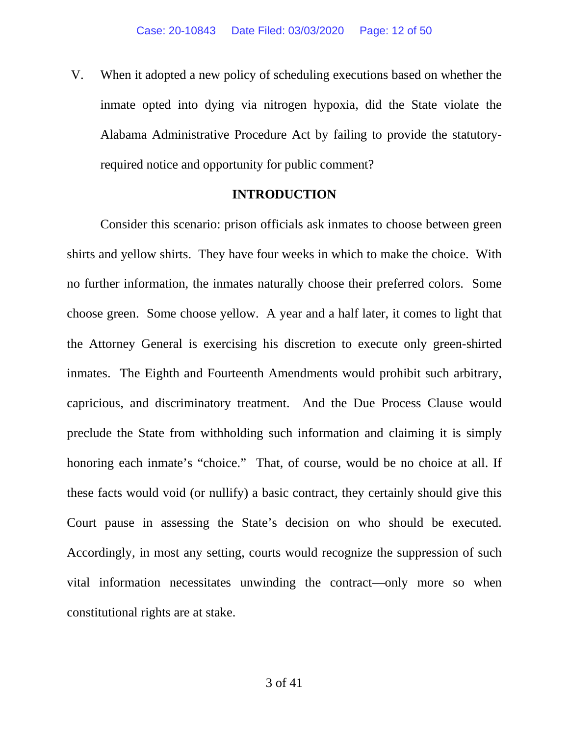V. When it adopted a new policy of scheduling executions based on whether the inmate opted into dying via nitrogen hypoxia, did the State violate the Alabama Administrative Procedure Act by failing to provide the statutory-required notice and opportunity for public comment?

## INTRODUCTION

Consider this scenario: prison officials ask inmates to choose between green shirts and yellow shirts. They have four weeks in which to make the choice. With no further information, the inmates naturally choose their preferred colors. Some choose green. Some choose yellow. A year and a half later, it comes to light that the Attorney General is exercising his discretion to execute only green-shirted inmates. The Eighth and Fourteenth Amendments would prohibit such arbitrary, capricious, and discriminatory treatment. And the Due Process Clause would preclude the State from withholding such information and claiming it is simply honoring each inmate's "choice." That, of course, would be no choice at all. If these facts would void (or nullify) a basic contract, they certainly should give this Court pause in assessing the State's decision on who should be executed. Accordingly, in most any setting, courts would recognize the suppression of such vital information necessitates unwinding the contract—only more so when constitutional rights are at stake.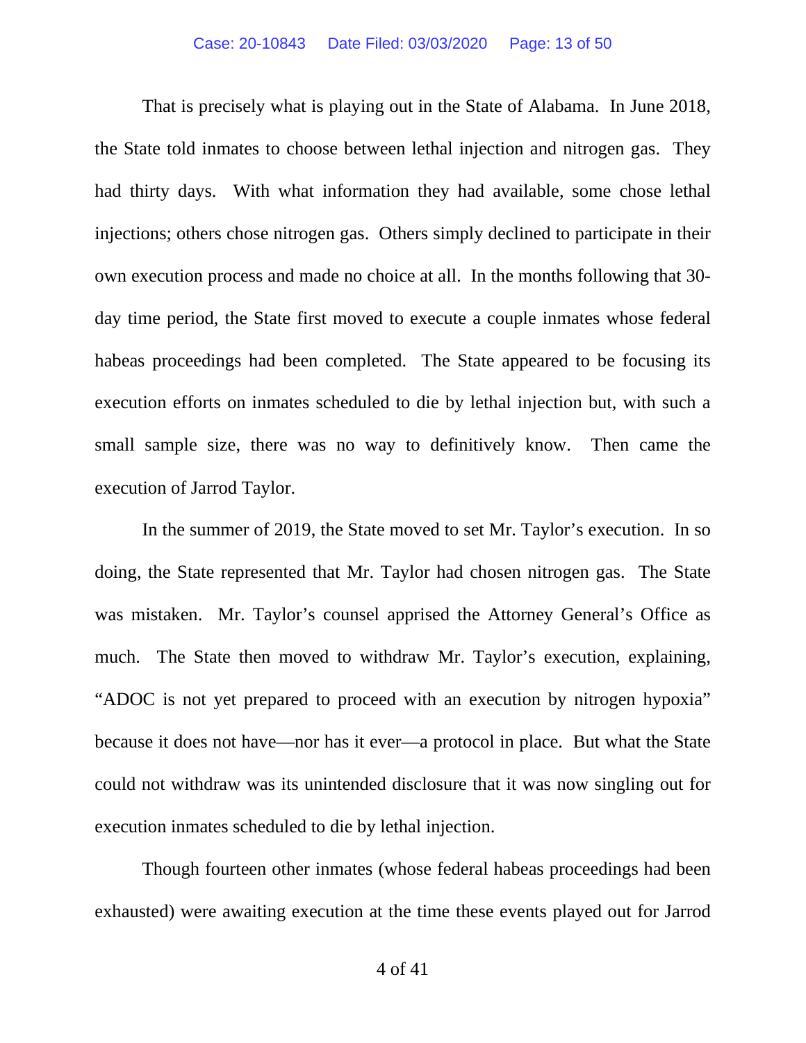That is precisely what is playing out in the State of Alabama. In June 2018, the State told inmates to choose between lethal injection and nitrogen gas. They had thirty days. With what information they had available, some chose lethal injections; others chose nitrogen gas. Others simply declined to participate in their own execution process and made no choice at all. In the months following that 30-day time period, the State first moved to execute a couple inmates whose federal habeas proceedings had been completed. The State appeared to be focusing its execution efforts on inmates scheduled to die by lethal injection but, with such a small sample size, there was no way to definitively know. Then came the execution of Jarrod Taylor.

In the summer of 2019, the State moved to set Mr. Taylor's execution. In so doing, the State represented that Mr. Taylor had chosen nitrogen gas. The State was mistaken. Mr. Taylor's counsel apprised the Attorney General's Office as much. The State then moved to withdraw Mr. Taylor's execution, explaining, "ADOC is not yet prepared to proceed with an execution by nitrogen hypoxia" because it does not have—nor has it ever—a protocol in place. But what the State could not withdraw was its unintended disclosure that it was now singling out for execution inmates scheduled to die by lethal injection.

Though fourteen other inmates (whose federal habeas proceedings had been exhausted) were awaiting execution at the time these events played out for Jarrod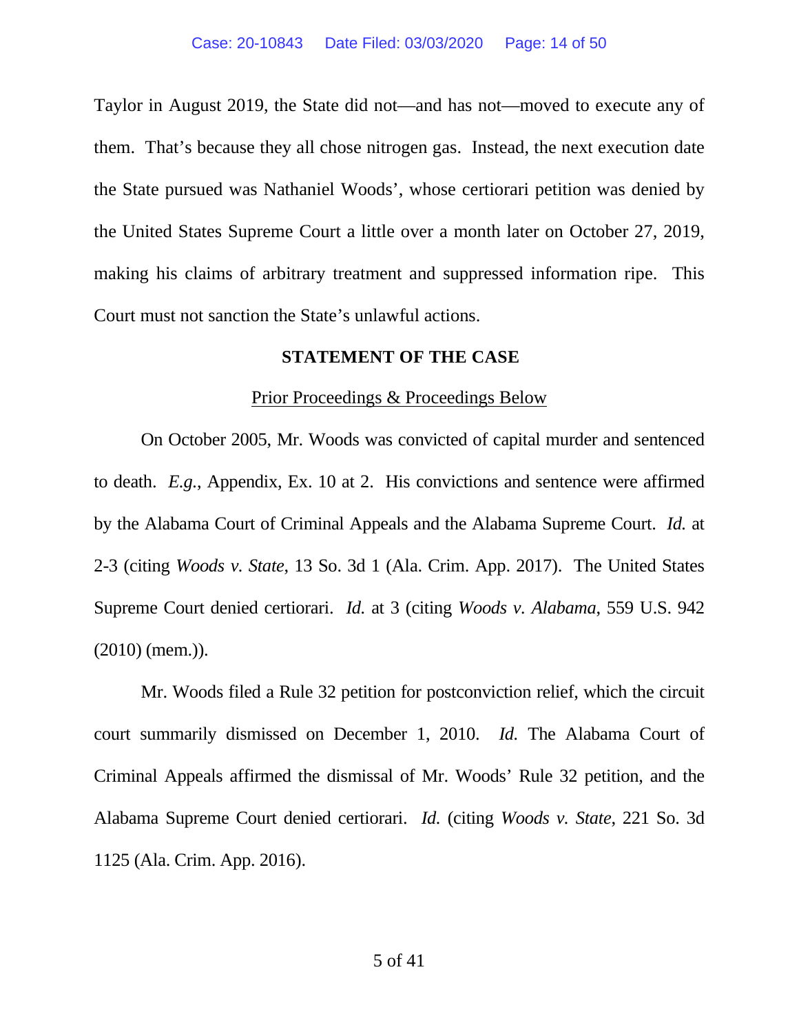Taylor in August 2019, the State did not—and has not—moved to execute any of them. That's because they all chose nitrogen gas. Instead, the next execution date the State pursued was Nathaniel Woods', whose certiorari petition was denied by the United States Supreme Court a little over a month later on October 27, 2019, making his claims of arbitrary treatment and suppressed information ripe. This Court must not sanction the State's unlawful actions.

## STATEMENT OF THE CASE

### Prior Proceedings & Proceedings Below

On October 2005, Mr. Woods was convicted of capital murder and sentenced to death. *E.g.*, Appendix, Ex. 10 at 2. His convictions and sentence were affirmed by the Alabama Court of Criminal Appeals and the Alabama Supreme Court. *Id.* at 2-3 (citing *Woods v. State*, 13 So. 3d 1 (Ala. Crim. App. 2017). The United States Supreme Court denied certiorari. *Id.* at 3 (citing *Woods v. Alabama*, 559 U.S. 942 (2010) (mem.)).

Mr. Woods filed a Rule 32 petition for postconviction relief, which the circuit court summarily dismissed on December 1, 2010. *Id.* The Alabama Court of Criminal Appeals affirmed the dismissal of Mr. Woods' Rule 32 petition, and the Alabama Supreme Court denied certiorari. *Id.* (citing *Woods v. State*, 221 So. 3d 1125 (Ala. Crim. App. 2016).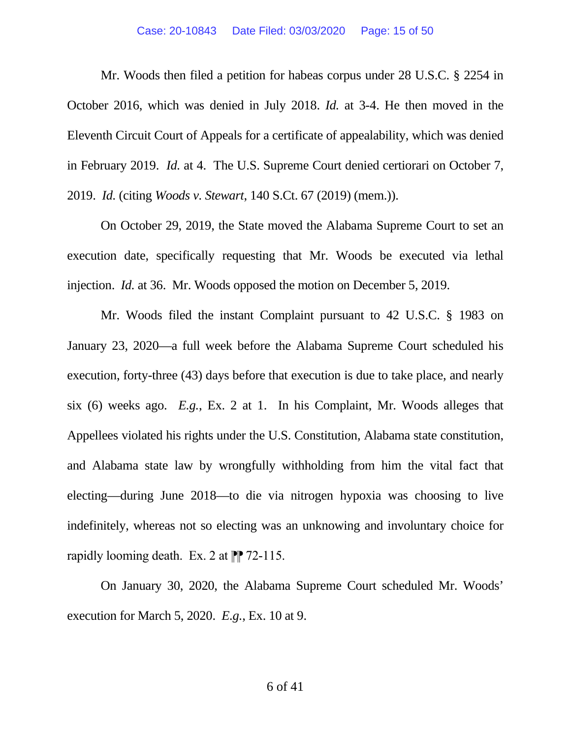Mr. Woods then filed a petition for habeas corpus under 28 U.S.C. § 2254 in October 2016, which was denied in July 2018. *Id.* at 3-4. He then moved in the Eleventh Circuit Court of Appeals for a certificate of appealability, which was denied in February 2019. *Id.* at 4. The U.S. Supreme Court denied certiorari on October 7, 2019. *Id.* (citing *Woods v. Stewart*, 140 S.Ct. 67 (2019) (mem.)).

On October 29, 2019, the State moved the Alabama Supreme Court to set an execution date, specifically requesting that Mr. Woods be executed via lethal injection. *Id.* at 36. Mr. Woods opposed the motion on December 5, 2019.

Mr. Woods filed the instant Complaint pursuant to 42 U.S.C. § 1983 on January 23, 2020—a full week before the Alabama Supreme Court scheduled his execution, forty-three (43) days before that execution is due to take place, and nearly six (6) weeks ago. *E.g.*, Ex. 2 at 1. In his Complaint, Mr. Woods alleges that Appellees violated his rights under the U.S. Constitution, Alabama state constitution, and Alabama state law by wrongfully withholding from him the vital fact that electing—during June 2018—to die via nitrogen hypoxia was choosing to live indefinitely, whereas not so electing was an unknowing and involuntary choice for rapidly looming death. Ex. 2 at ¶¶ 72-115.

On January 30, 2020, the Alabama Supreme Court scheduled Mr. Woods' execution for March 5, 2020. *E.g.*, Ex. 10 at 9.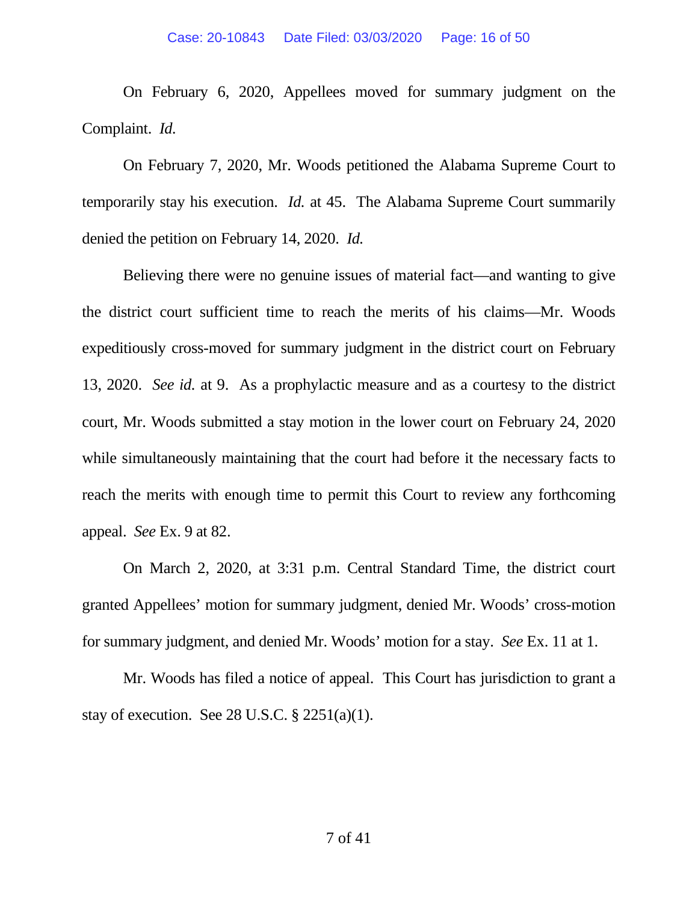On February 6, 2020, Appellees moved for summary judgment on the Complaint. *Id.*

On February 7, 2020, Mr. Woods petitioned the Alabama Supreme Court to temporarily stay his execution. *Id.* at 45. The Alabama Supreme Court summarily denied the petition on February 14, 2020. *Id.*

Believing there were no genuine issues of material fact—and wanting to give the district court sufficient time to reach the merits of his claims—Mr. Woods expeditiously cross-moved for summary judgment in the district court on February 13, 2020. *See id.* at 9. As a prophylactic measure and as a courtesy to the district court, Mr. Woods submitted a stay motion in the lower court on February 24, 2020 while simultaneously maintaining that the court had before it the necessary facts to reach the merits with enough time to permit this Court to review any forthcoming appeal. *See* Ex. 9 at 82.

On March 2, 2020, at 3:31 p.m. Central Standard Time, the district court granted Appellees' motion for summary judgment, denied Mr. Woods' cross-motion for summary judgment, and denied Mr. Woods' motion for a stay. *See* Ex. 11 at 1.

Mr. Woods has filed a notice of appeal. This Court has jurisdiction to grant a stay of execution. See 28 U.S.C. § 2251(a)(1).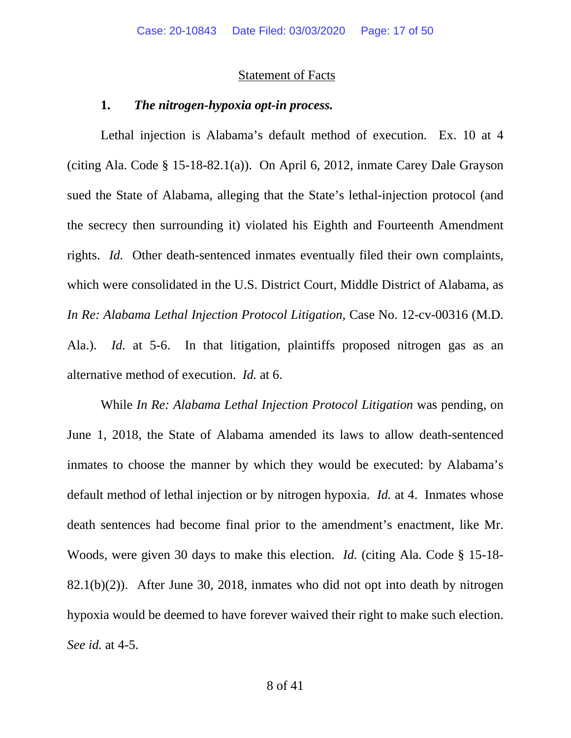## Statement of Facts

### 1. *The nitrogen-hypoxia opt-in process.*

Lethal injection is Alabama's default method of execution. Ex. 10 at 4 (citing Ala. Code § 15-18-82.1(a)). On April 6, 2012, inmate Carey Dale Grayson sued the State of Alabama, alleging that the State's lethal-injection protocol (and the secrecy then surrounding it) violated his Eighth and Fourteenth Amendment rights. *Id.* Other death-sentenced inmates eventually filed their own complaints, which were consolidated in the U.S. District Court, Middle District of Alabama, as *In Re: Alabama Lethal Injection Protocol Litigation,* Case No. 12-cv-00316 (M.D. Ala.). *Id.* at 5-6. In that litigation, plaintiffs proposed nitrogen gas as an alternative method of execution. *Id.* at 6.

While *In Re: Alabama Lethal Injection Protocol Litigation* was pending, on June 1, 2018, the State of Alabama amended its laws to allow death-sentenced inmates to choose the manner by which they would be executed: by Alabama's default method of lethal injection or by nitrogen hypoxia. *Id.* at 4. Inmates whose death sentences had become final prior to the amendment's enactment, like Mr. Woods, were given 30 days to make this election. *Id.* (citing Ala. Code § 15-18-82.1(b)(2)). After June 30, 2018, inmates who did not opt into death by nitrogen hypoxia would be deemed to have forever waived their right to make such election. *See id.* at 4-5.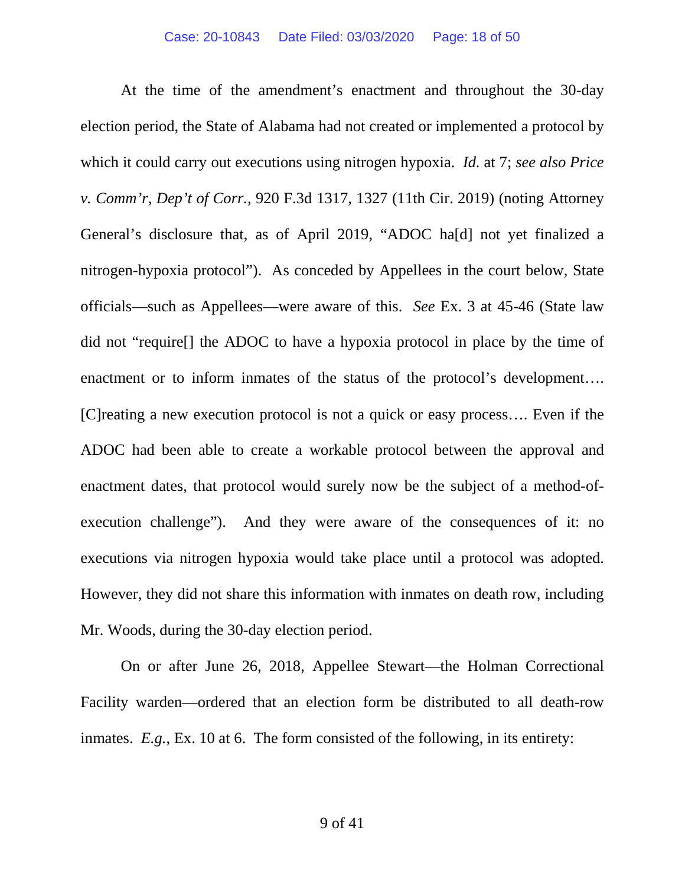At the time of the amendment's enactment and throughout the 30-day election period, the State of Alabama had not created or implemented a protocol by which it could carry out executions using nitrogen hypoxia. *Id.* at 7; *see also Price v. Comm'r, Dep't of Corr.*, 920 F.3d 1317, 1327 (11th Cir. 2019) (noting Attorney General's disclosure that, as of April 2019, "ADOC ha[d] not yet finalized a nitrogen-hypoxia protocol"). As conceded by Appellees in the court below, State officials—such as Appellees—were aware of this. *See* Ex. 3 at 45-46 (State law did not "require[] the ADOC to have a hypoxia protocol in place by the time of enactment or to inform inmates of the status of the protocol's development…. [C]reating a new execution protocol is not a quick or easy process…. Even if the ADOC had been able to create a workable protocol between the approval and enactment dates, that protocol would surely now be the subject of a method-of-execution challenge"). And they were aware of the consequences of it: no executions via nitrogen hypoxia would take place until a protocol was adopted. However, they did not share this information with inmates on death row, including Mr. Woods, during the 30-day election period.

On or after June 26, 2018, Appellee Stewart—the Holman Correctional Facility warden—ordered that an election form be distributed to all death-row inmates. *E.g.*, Ex. 10 at 6. The form consisted of the following, in its entirety: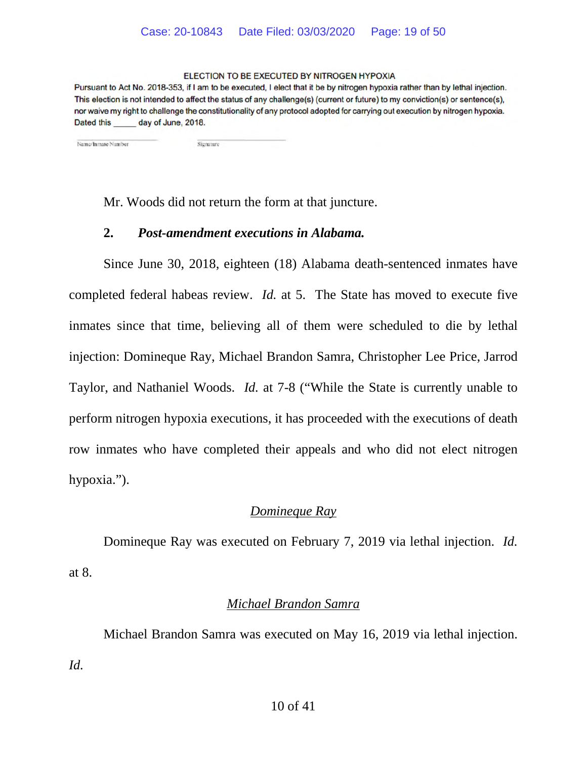ELECTION TO BE EXECUTED BY NITROGEN HYPOXIA

Pursuant to Act No. 2018-353, if I am to be executed, I elect that it be by nitrogen hypoxia rather than by lethal injection. This election is not intended to affect the status of any challenge(s) (current or future) to my conviction(s) or sentence(s), nor waive my right to challenge the constitutionality of any protocol adopted for carrying out execution by nitrogen hypoxia. Dated this _____ day of June, 2018.

_______________ _______________
Name/Inmate Number Signature

Mr. Woods did not return the form at that juncture.

**2. *Post-amendment executions in Alabama.***

Since June 30, 2018, eighteen (18) Alabama death-sentenced inmates have completed federal habeas review. *Id.* at 5. The State has moved to execute five inmates since that time, believing all of them were scheduled to die by lethal injection: Domineque Ray, Michael Brandon Samra, Christopher Lee Price, Jarrod Taylor, and Nathaniel Woods. *Id.* at 7-8 ("While the State is currently unable to perform nitrogen hypoxia executions, it has proceeded with the executions of death row inmates who have completed their appeals and who did not elect nitrogen hypoxia.").

<u>Domineque Ray</u>

Domineque Ray was executed on February 7, 2019 via lethal injection. *Id.* at 8.

<u>Michael Brandon Samra</u>

Michael Brandon Samra was executed on May 16, 2019 via lethal injection. *Id.*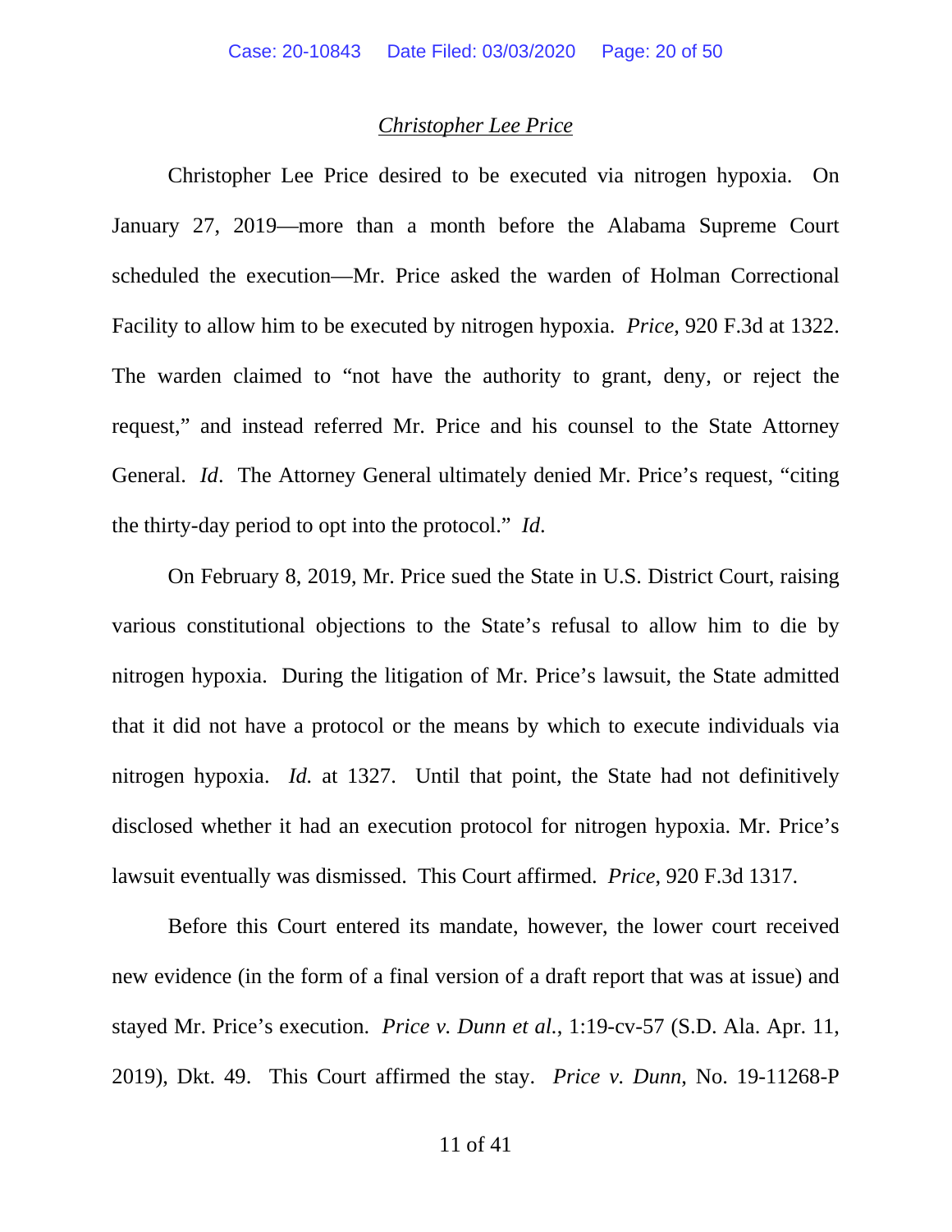*Christopher Lee Price*

Christopher Lee Price desired to be executed via nitrogen hypoxia. On January 27, 2019—more than a month before the Alabama Supreme Court scheduled the execution—Mr. Price asked the warden of Holman Correctional Facility to allow him to be executed by nitrogen hypoxia. *Price*, 920 F.3d at 1322. The warden claimed to "not have the authority to grant, deny, or reject the request," and instead referred Mr. Price and his counsel to the State Attorney General. *Id*. The Attorney General ultimately denied Mr. Price's request, "citing the thirty-day period to opt into the protocol." *Id*.

On February 8, 2019, Mr. Price sued the State in U.S. District Court, raising various constitutional objections to the State's refusal to allow him to die by nitrogen hypoxia. During the litigation of Mr. Price's lawsuit, the State admitted that it did not have a protocol or the means by which to execute individuals via nitrogen hypoxia. *Id.* at 1327. Until that point, the State had not definitively disclosed whether it had an execution protocol for nitrogen hypoxia. Mr. Price's lawsuit eventually was dismissed. This Court affirmed. *Price*, 920 F.3d 1317.

Before this Court entered its mandate, however, the lower court received new evidence (in the form of a final version of a draft report that was at issue) and stayed Mr. Price's execution. *Price v. Dunn et al.*, 1:19-cv-57 (S.D. Ala. Apr. 11, 2019), Dkt. 49. This Court affirmed the stay. *Price v. Dunn*, No. 19-11268-P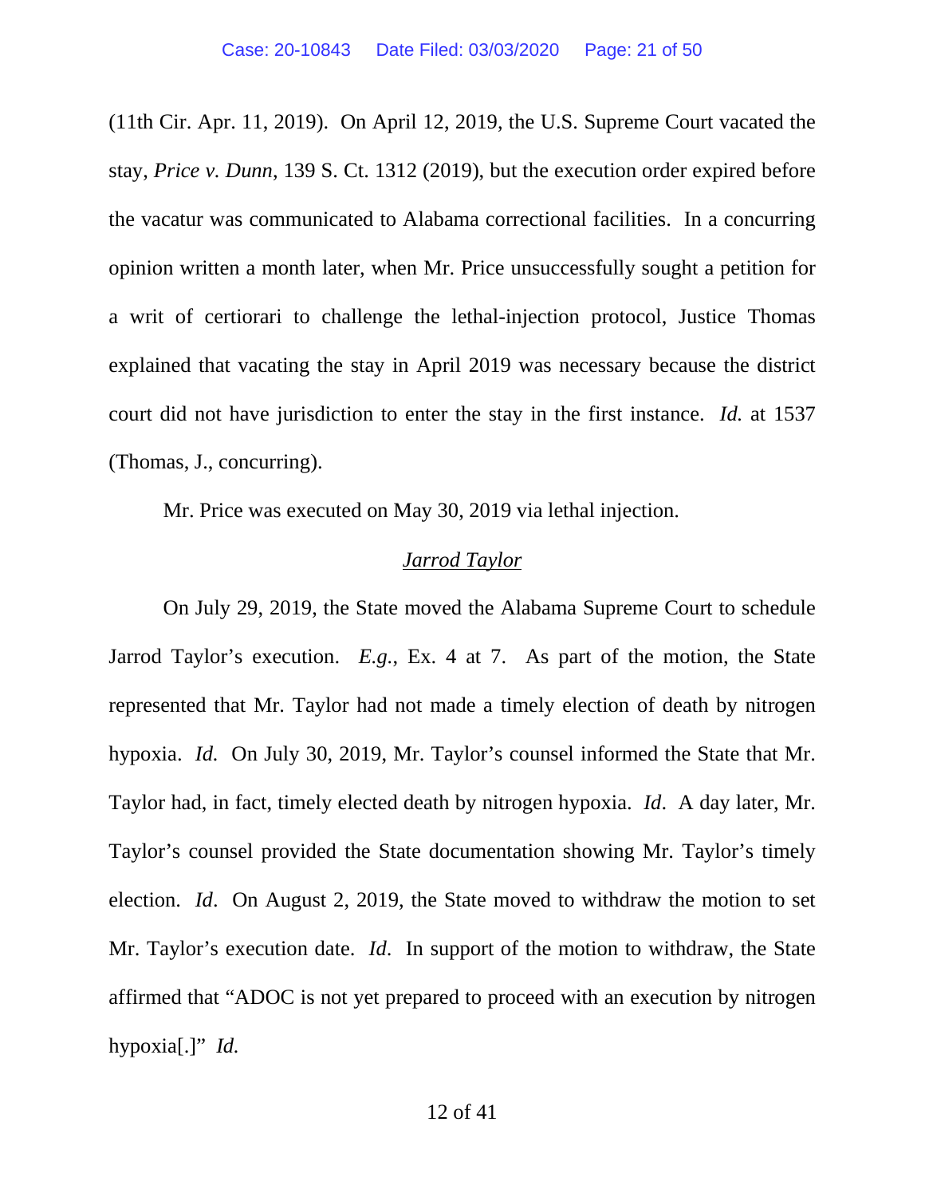(11th Cir. Apr. 11, 2019). On April 12, 2019, the U.S. Supreme Court vacated the stay, *Price v. Dunn*, 139 S. Ct. 1312 (2019), but the execution order expired before the vacatur was communicated to Alabama correctional facilities. In a concurring opinion written a month later, when Mr. Price unsuccessfully sought a petition for a writ of certiorari to challenge the lethal-injection protocol, Justice Thomas explained that vacating the stay in April 2019 was necessary because the district court did not have jurisdiction to enter the stay in the first instance. *Id.* at 1537 (Thomas, J., concurring).

Mr. Price was executed on May 30, 2019 via lethal injection.

<u>*Jarrod Taylor*</u>

On July 29, 2019, the State moved the Alabama Supreme Court to schedule Jarrod Taylor's execution. *E.g.*, Ex. 4 at 7. As part of the motion, the State represented that Mr. Taylor had not made a timely election of death by nitrogen hypoxia. *Id.* On July 30, 2019, Mr. Taylor's counsel informed the State that Mr. Taylor had, in fact, timely elected death by nitrogen hypoxia. *Id*. A day later, Mr. Taylor's counsel provided the State documentation showing Mr. Taylor's timely election. *Id*. On August 2, 2019, the State moved to withdraw the motion to set Mr. Taylor's execution date. *Id*. In support of the motion to withdraw, the State affirmed that "ADOC is not yet prepared to proceed with an execution by nitrogen hypoxia[.]" *Id.*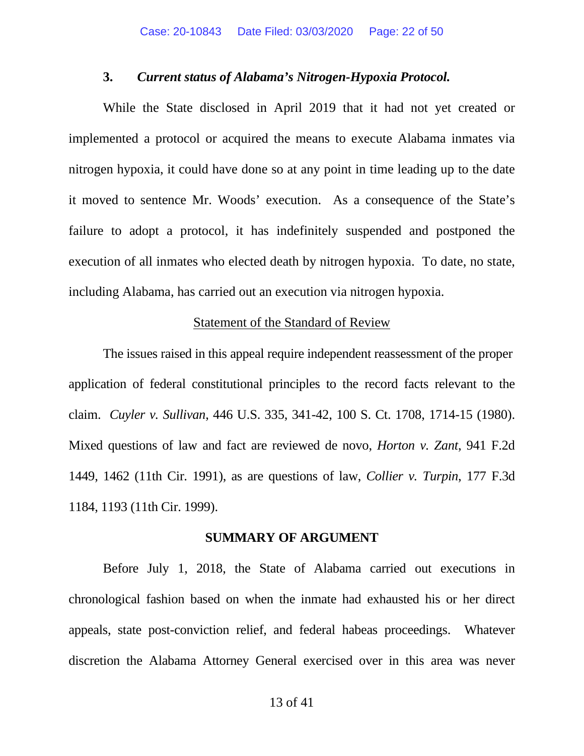### 3. *Current status of Alabama's Nitrogen-Hypoxia Protocol.*

While the State disclosed in April 2019 that it had not yet created or implemented a protocol or acquired the means to execute Alabama inmates via nitrogen hypoxia, it could have done so at any point in time leading up to the date it moved to sentence Mr. Woods' execution. As a consequence of the State's failure to adopt a protocol, it has indefinitely suspended and postponed the execution of all inmates who elected death by nitrogen hypoxia. To date, no state, including Alabama, has carried out an execution via nitrogen hypoxia.

<u>Statement of the Standard of Review</u>

The issues raised in this appeal require independent reassessment of the proper application of federal constitutional principles to the record facts relevant to the claim. *Cuyler v. Sullivan*, 446 U.S. 335, 341-42, 100 S. Ct. 1708, 1714-15 (1980). Mixed questions of law and fact are reviewed de novo, *Horton v. Zant*, 941 F.2d 1449, 1462 (11th Cir. 1991), as are questions of law, *Collier v. Turpin*, 177 F.3d 1184, 1193 (11th Cir. 1999).

## SUMMARY OF ARGUMENT

Before July 1, 2018, the State of Alabama carried out executions in chronological fashion based on when the inmate had exhausted his or her direct appeals, state post-conviction relief, and federal habeas proceedings. Whatever discretion the Alabama Attorney General exercised over in this area was never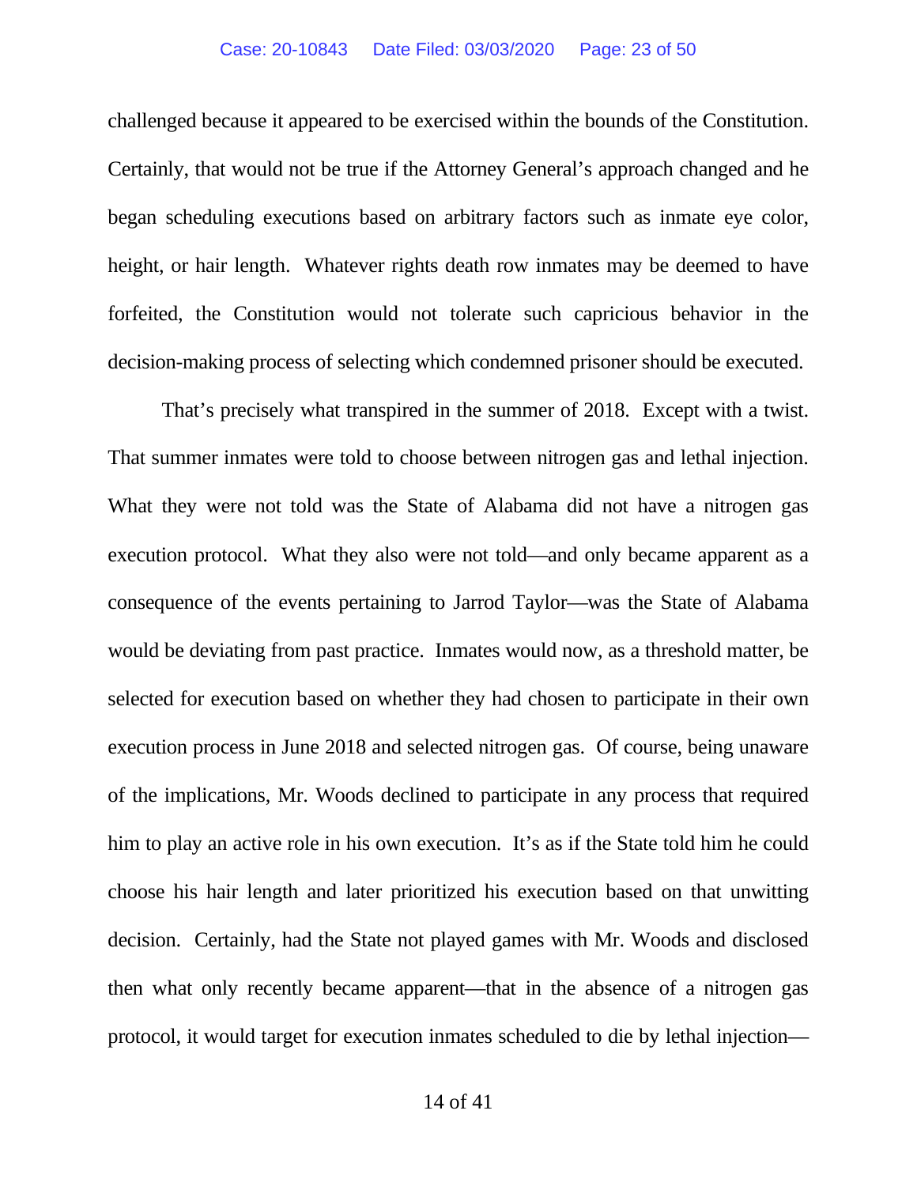challenged because it appeared to be exercised within the bounds of the Constitution. Certainly, that would not be true if the Attorney General's approach changed and he began scheduling executions based on arbitrary factors such as inmate eye color, height, or hair length. Whatever rights death row inmates may be deemed to have forfeited, the Constitution would not tolerate such capricious behavior in the decision-making process of selecting which condemned prisoner should be executed.

That's precisely what transpired in the summer of 2018. Except with a twist. That summer inmates were told to choose between nitrogen gas and lethal injection. What they were not told was the State of Alabama did not have a nitrogen gas execution protocol. What they also were not told—and only became apparent as a consequence of the events pertaining to Jarrod Taylor—was the State of Alabama would be deviating from past practice. Inmates would now, as a threshold matter, be selected for execution based on whether they had chosen to participate in their own execution process in June 2018 and selected nitrogen gas. Of course, being unaware of the implications, Mr. Woods declined to participate in any process that required him to play an active role in his own execution. It's as if the State told him he could choose his hair length and later prioritized his execution based on that unwitting decision. Certainly, had the State not played games with Mr. Woods and disclosed then what only recently became apparent—that in the absence of a nitrogen gas protocol, it would target for execution inmates scheduled to die by lethal injection—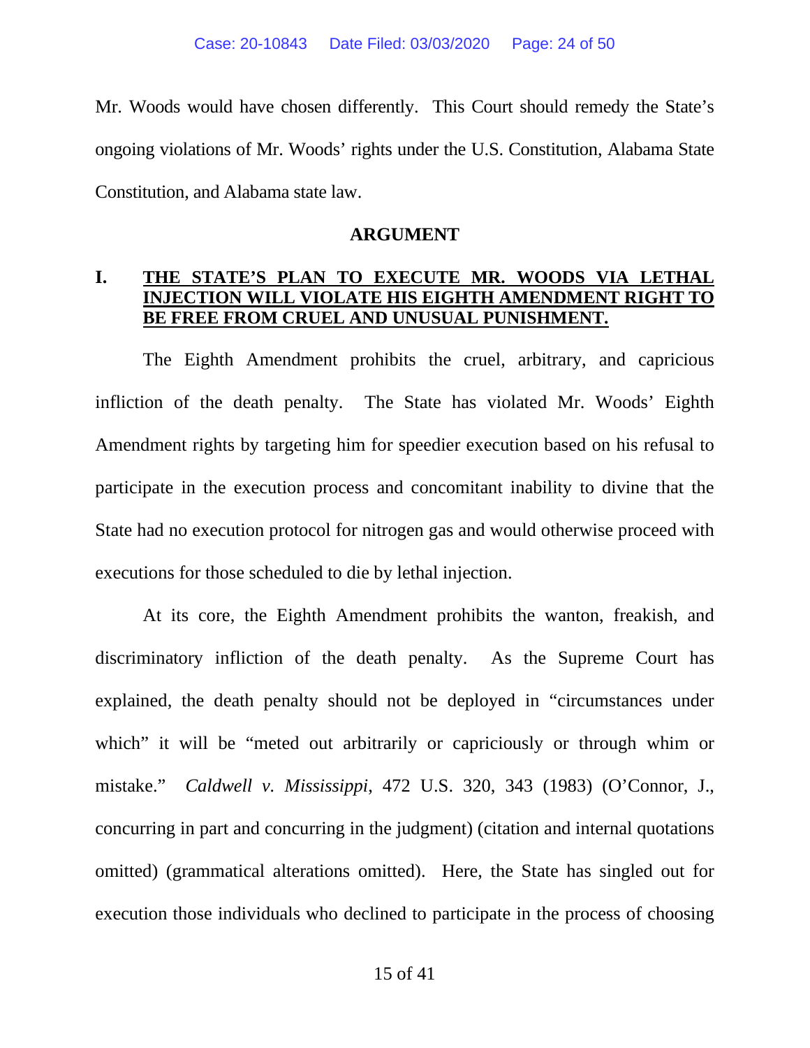Mr. Woods would have chosen differently. This Court should remedy the State's ongoing violations of Mr. Woods' rights under the U.S. Constitution, Alabama State Constitution, and Alabama state law.

## ARGUMENT

### I. THE STATE'S PLAN TO EXECUTE MR. WOODS VIA LETHAL INJECTION WILL VIOLATE HIS EIGHTH AMENDMENT RIGHT TO BE FREE FROM CRUEL AND UNUSUAL PUNISHMENT.

The Eighth Amendment prohibits the cruel, arbitrary, and capricious infliction of the death penalty. The State has violated Mr. Woods' Eighth Amendment rights by targeting him for speedier execution based on his refusal to participate in the execution process and concomitant inability to divine that the State had no execution protocol for nitrogen gas and would otherwise proceed with executions for those scheduled to die by lethal injection.

At its core, the Eighth Amendment prohibits the wanton, freakish, and discriminatory infliction of the death penalty. As the Supreme Court has explained, the death penalty should not be deployed in "circumstances under which" it will be "meted out arbitrarily or capriciously or through whim or mistake." *Caldwell v. Mississippi*, 472 U.S. 320, 343 (1983) (O'Connor, J., concurring in part and concurring in the judgment) (citation and internal quotations omitted) (grammatical alterations omitted). Here, the State has singled out for execution those individuals who declined to participate in the process of choosing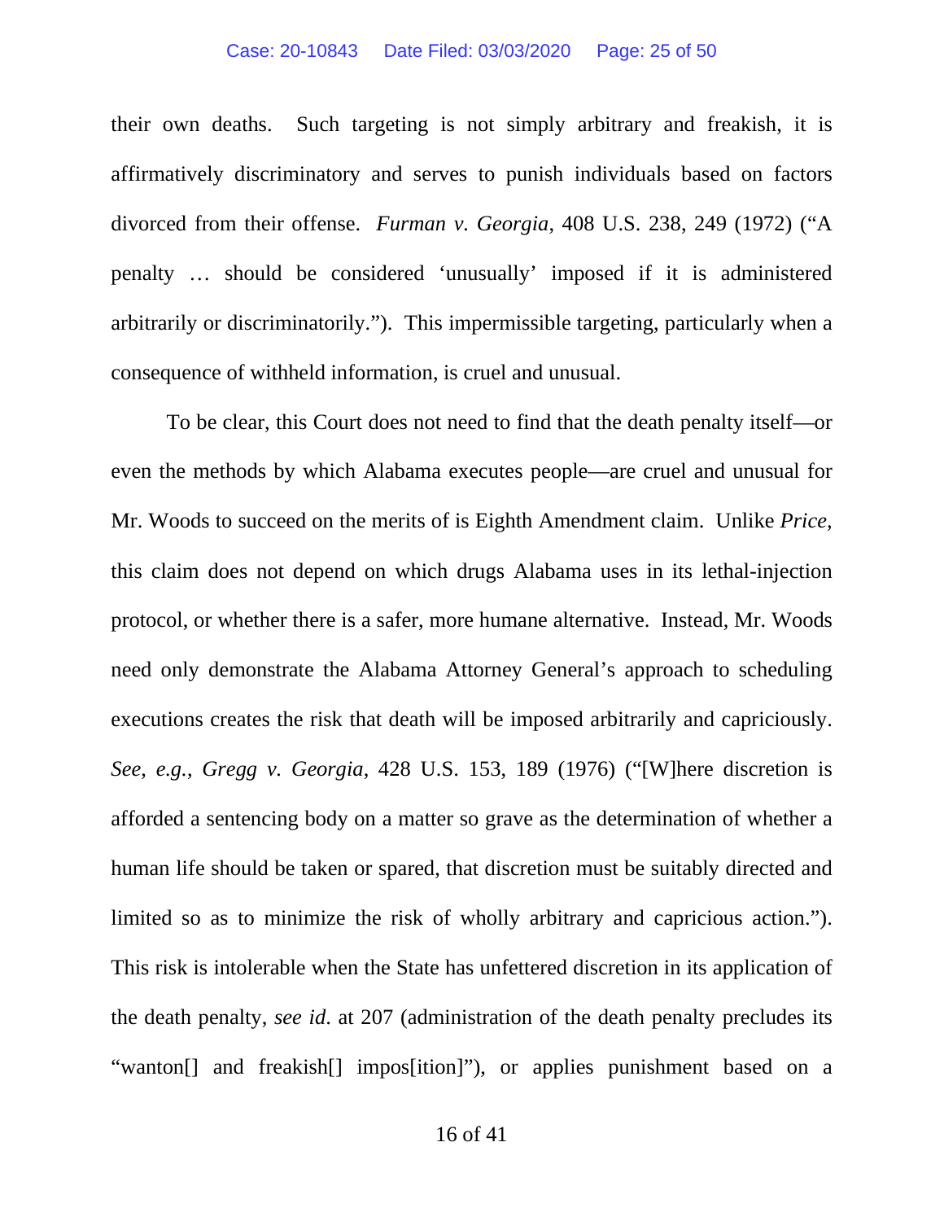their own deaths. Such targeting is not simply arbitrary and freakish, it is affirmatively discriminatory and serves to punish individuals based on factors divorced from their offense. *Furman v. Georgia*, 408 U.S. 238, 249 (1972) ("A penalty … should be considered 'unusually' imposed if it is administered arbitrarily or discriminatorily."). This impermissible targeting, particularly when a consequence of withheld information, is cruel and unusual.

To be clear, this Court does not need to find that the death penalty itself—or even the methods by which Alabama executes people—are cruel and unusual for Mr. Woods to succeed on the merits of is Eighth Amendment claim. Unlike *Price,* this claim does not depend on which drugs Alabama uses in its lethal-injection protocol, or whether there is a safer, more humane alternative. Instead, Mr. Woods need only demonstrate the Alabama Attorney General's approach to scheduling executions creates the risk that death will be imposed arbitrarily and capriciously. *See*, *e.g.*, *Gregg v. Georgia*, 428 U.S. 153, 189 (1976) ("[W]here discretion is afforded a sentencing body on a matter so grave as the determination of whether a human life should be taken or spared, that discretion must be suitably directed and limited so as to minimize the risk of wholly arbitrary and capricious action."). This risk is intolerable when the State has unfettered discretion in its application of the death penalty, *see id*. at 207 (administration of the death penalty precludes its "wanton[] and freakish[] impos[ition]"), or applies punishment based on a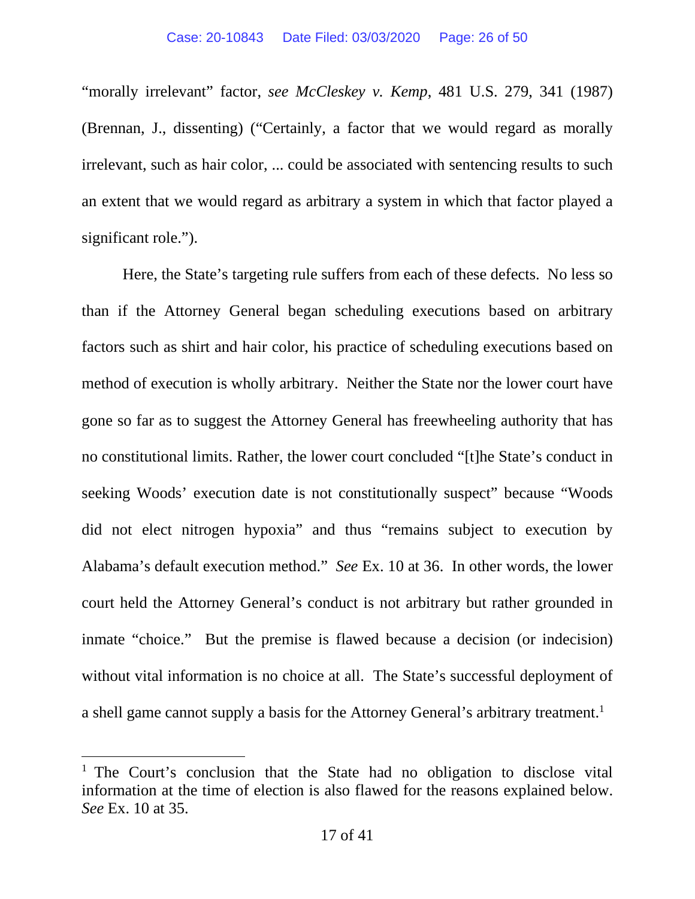"morally irrelevant" factor, *see McCleskey v. Kemp*, 481 U.S. 279, 341 (1987) (Brennan, J., dissenting) ("Certainly, a factor that we would regard as morally irrelevant, such as hair color, ... could be associated with sentencing results to such an extent that we would regard as arbitrary a system in which that factor played a significant role.").

Here, the State's targeting rule suffers from each of these defects. No less so than if the Attorney General began scheduling executions based on arbitrary factors such as shirt and hair color, his practice of scheduling executions based on method of execution is wholly arbitrary. Neither the State nor the lower court have gone so far as to suggest the Attorney General has freewheeling authority that has no constitutional limits. Rather, the lower court concluded "[t]he State's conduct in seeking Woods' execution date is not constitutionally suspect" because "Woods did not elect nitrogen hypoxia" and thus "remains subject to execution by Alabama's default execution method." *See* Ex. 10 at 36. In other words, the lower court held the Attorney General's conduct is not arbitrary but rather grounded in inmate "choice." But the premise is flawed because a decision (or indecision) without vital information is no choice at all. The State's successful deployment of a shell game cannot supply a basis for the Attorney General's arbitrary treatment.[1]

[1] The Court's conclusion that the State had no obligation to disclose vital information at the time of election is also flawed for the reasons explained below. *See* Ex. 10 at 35.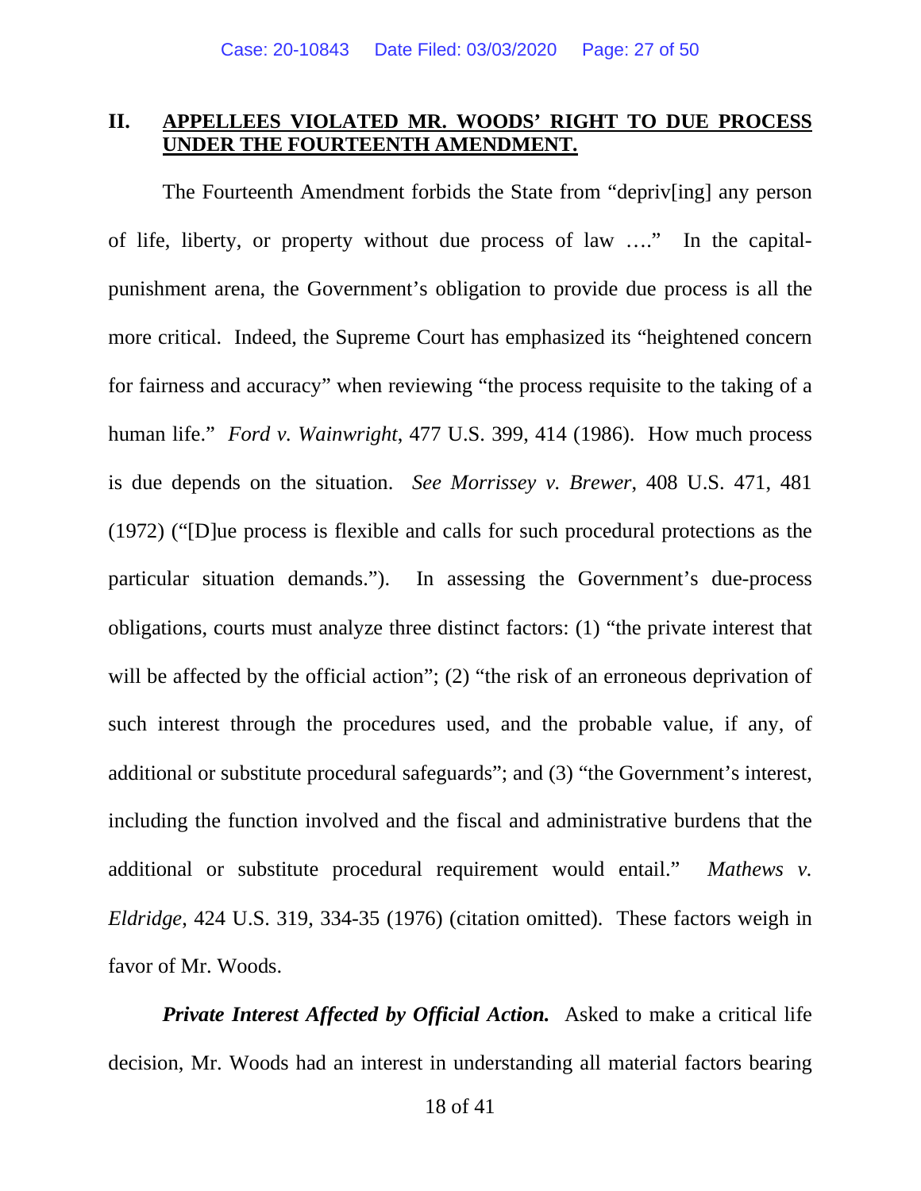## II. APPELLEES VIOLATED MR. WOODS' RIGHT TO DUE PROCESS UNDER THE FOURTEENTH AMENDMENT.

The Fourteenth Amendment forbids the State from "depriv[ing] any person of life, liberty, or property without due process of law …." In the capital-punishment arena, the Government's obligation to provide due process is all the more critical. Indeed, the Supreme Court has emphasized its "heightened concern for fairness and accuracy" when reviewing "the process requisite to the taking of a human life." *Ford v. Wainwright*, 477 U.S. 399, 414 (1986). How much process is due depends on the situation. *See Morrissey v. Brewer*, 408 U.S. 471, 481 (1972) ("[D]ue process is flexible and calls for such procedural protections as the particular situation demands."). In assessing the Government's due-process obligations, courts must analyze three distinct factors: (1) "the private interest that will be affected by the official action"; (2) "the risk of an erroneous deprivation of such interest through the procedures used, and the probable value, if any, of additional or substitute procedural safeguards"; and (3) "the Government's interest, including the function involved and the fiscal and administrative burdens that the additional or substitute procedural requirement would entail." *Mathews v. Eldridge*, 424 U.S. 319, 334-35 (1976) (citation omitted). These factors weigh in favor of Mr. Woods.

***Private Interest Affected by Official Action.*** Asked to make a critical life decision, Mr. Woods had an interest in understanding all material factors bearing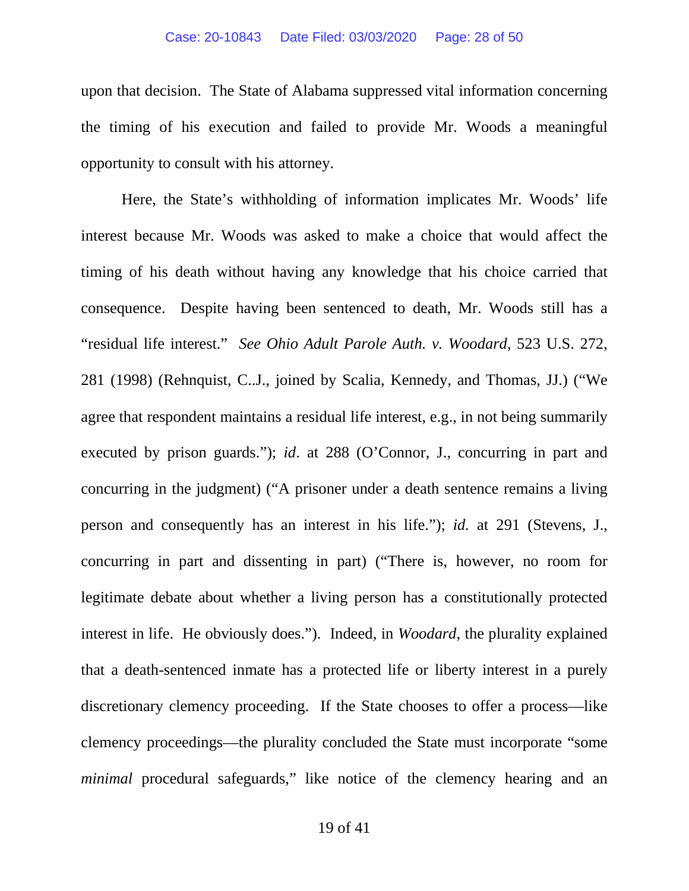upon that decision. The State of Alabama suppressed vital information concerning the timing of his execution and failed to provide Mr. Woods a meaningful opportunity to consult with his attorney.

Here, the State's withholding of information implicates Mr. Woods' life interest because Mr. Woods was asked to make a choice that would affect the timing of his death without having any knowledge that his choice carried that consequence. Despite having been sentenced to death, Mr. Woods still has a "residual life interest." *See Ohio Adult Parole Auth. v. Woodard*, 523 U.S. 272, 281 (1998) (Rehnquist, C..J., joined by Scalia, Kennedy, and Thomas, JJ.) ("We agree that respondent maintains a residual life interest, e.g., in not being summarily executed by prison guards."); *id*. at 288 (O'Connor, J., concurring in part and concurring in the judgment) ("A prisoner under a death sentence remains a living person and consequently has an interest in his life."); *id.* at 291 (Stevens, J., concurring in part and dissenting in part) ("There is, however, no room for legitimate debate about whether a living person has a constitutionally protected interest in life. He obviously does."). Indeed, in *Woodard*, the plurality explained that a death-sentenced inmate has a protected life or liberty interest in a purely discretionary clemency proceeding. If the State chooses to offer a process—like clemency proceedings—the plurality concluded the State must incorporate "some *minimal* procedural safeguards," like notice of the clemency hearing and an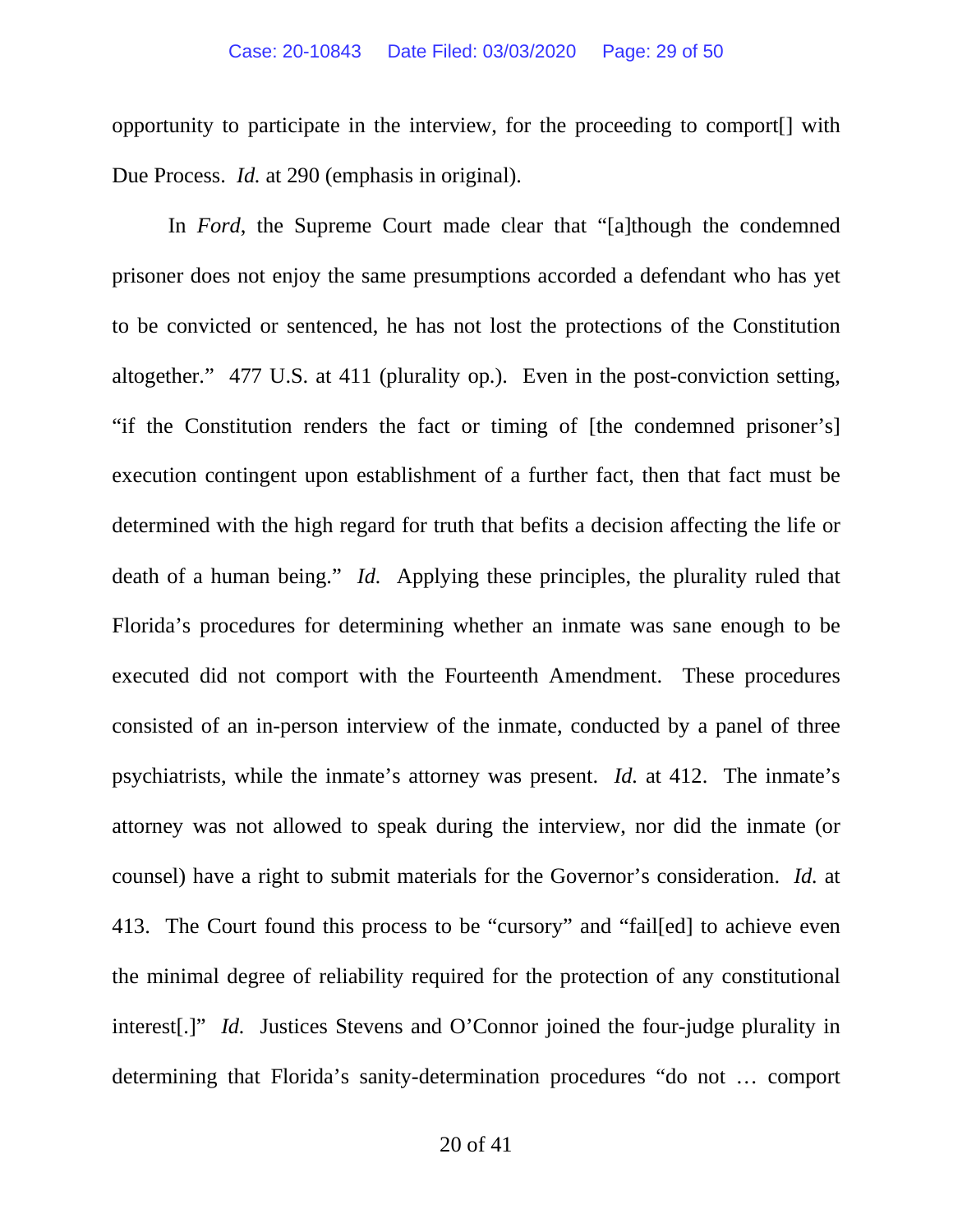opportunity to participate in the interview, for the proceeding to comport[] with Due Process. *Id.* at 290 (emphasis in original).

In *Ford*, the Supreme Court made clear that "[a]though the condemned prisoner does not enjoy the same presumptions accorded a defendant who has yet to be convicted or sentenced, he has not lost the protections of the Constitution altogether." 477 U.S. at 411 (plurality op.). Even in the post-conviction setting, "if the Constitution renders the fact or timing of [the condemned prisoner's] execution contingent upon establishment of a further fact, then that fact must be determined with the high regard for truth that befits a decision affecting the life or death of a human being." *Id.* Applying these principles, the plurality ruled that Florida's procedures for determining whether an inmate was sane enough to be executed did not comport with the Fourteenth Amendment. These procedures consisted of an in-person interview of the inmate, conducted by a panel of three psychiatrists, while the inmate's attorney was present. *Id.* at 412. The inmate's attorney was not allowed to speak during the interview, nor did the inmate (or counsel) have a right to submit materials for the Governor's consideration. *Id.* at 413. The Court found this process to be "cursory" and "fail[ed] to achieve even the minimal degree of reliability required for the protection of any constitutional interest[.]" *Id.* Justices Stevens and O'Connor joined the four-judge plurality in determining that Florida's sanity-determination procedures "do not … comport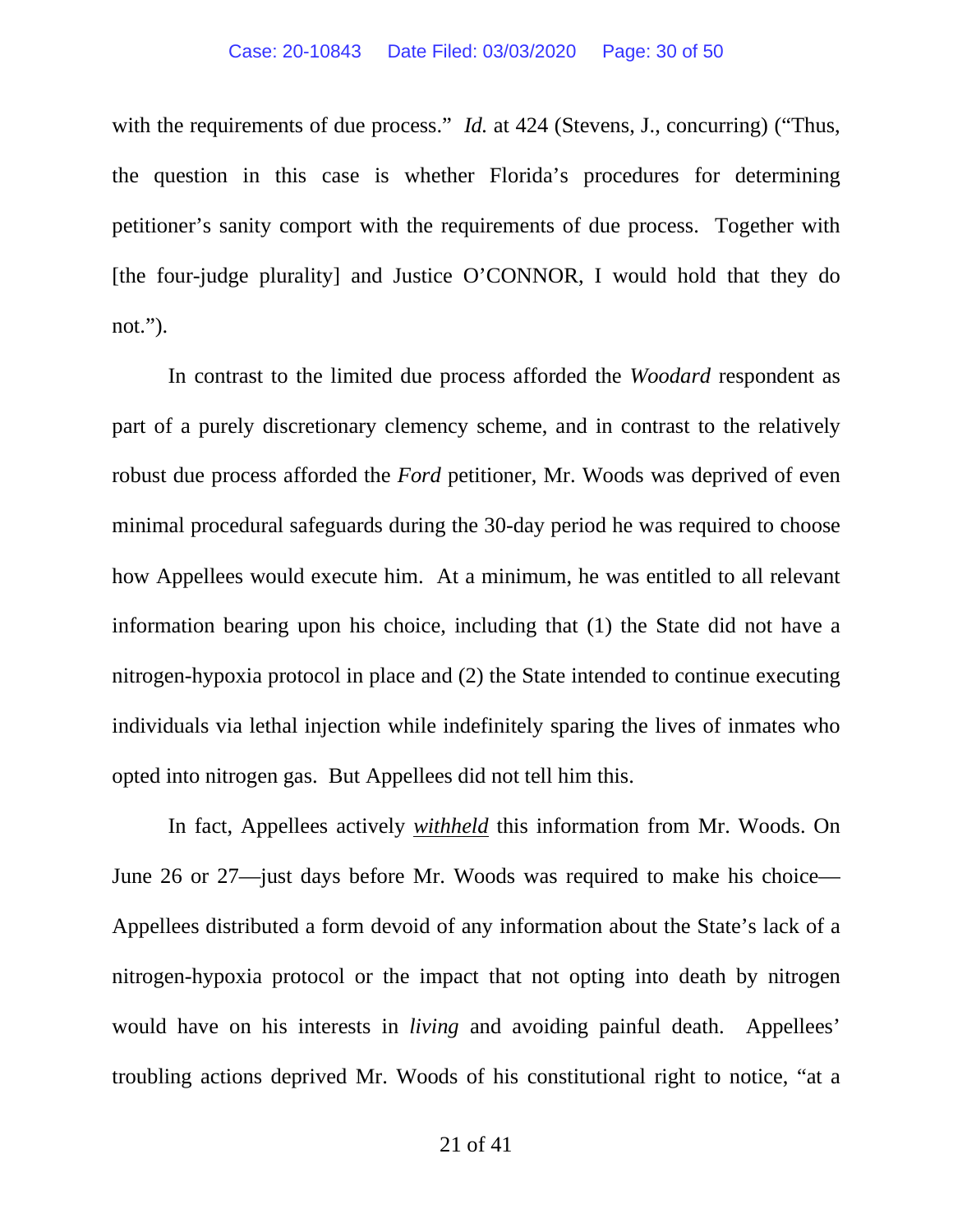with the requirements of due process." *Id.* at 424 (Stevens, J., concurring) ("Thus, the question in this case is whether Florida's procedures for determining petitioner's sanity comport with the requirements of due process. Together with [the four-judge plurality] and Justice O'CONNOR, I would hold that they do not.").

In contrast to the limited due process afforded the *Woodard* respondent as part of a purely discretionary clemency scheme, and in contrast to the relatively robust due process afforded the *Ford* petitioner, Mr. Woods was deprived of even minimal procedural safeguards during the 30-day period he was required to choose how Appellees would execute him. At a minimum, he was entitled to all relevant information bearing upon his choice, including that (1) the State did not have a nitrogen-hypoxia protocol in place and (2) the State intended to continue executing individuals via lethal injection while indefinitely sparing the lives of inmates who opted into nitrogen gas. But Appellees did not tell him this.

In fact, Appellees actively *withheld* this information from Mr. Woods. On June 26 or 27—just days before Mr. Woods was required to make his choice—Appellees distributed a form devoid of any information about the State's lack of a nitrogen-hypoxia protocol or the impact that not opting into death by nitrogen would have on his interests in *living* and avoiding painful death. Appellees' troubling actions deprived Mr. Woods of his constitutional right to notice, "at a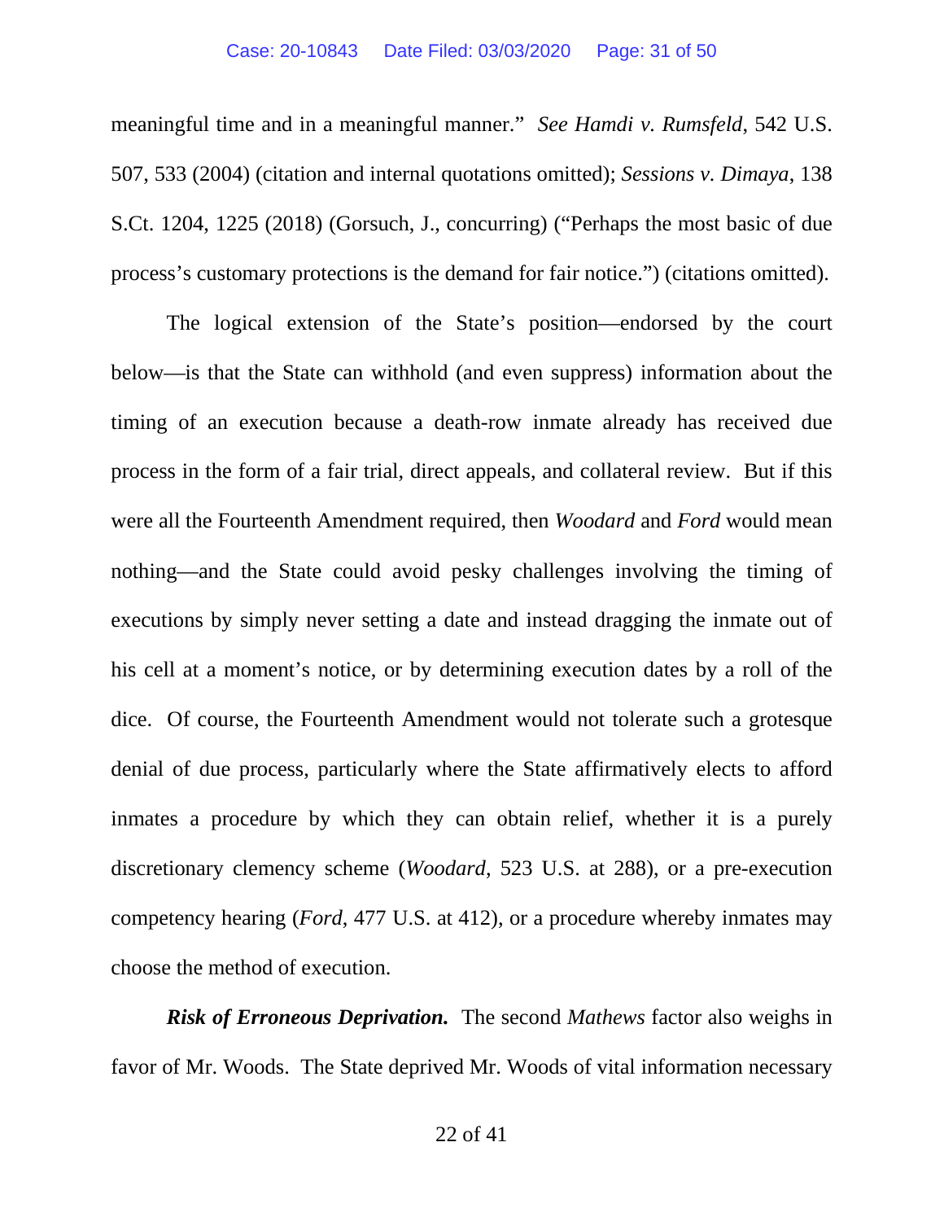meaningful time and in a meaningful manner." *See Hamdi v. Rumsfeld*, 542 U.S. 507, 533 (2004) (citation and internal quotations omitted); *Sessions v. Dimaya*, 138 S.Ct. 1204, 1225 (2018) (Gorsuch, J., concurring) ("Perhaps the most basic of due process's customary protections is the demand for fair notice.") (citations omitted).

The logical extension of the State's position—endorsed by the court below—is that the State can withhold (and even suppress) information about the timing of an execution because a death-row inmate already has received due process in the form of a fair trial, direct appeals, and collateral review. But if this were all the Fourteenth Amendment required, then *Woodard* and *Ford* would mean nothing—and the State could avoid pesky challenges involving the timing of executions by simply never setting a date and instead dragging the inmate out of his cell at a moment's notice, or by determining execution dates by a roll of the dice. Of course, the Fourteenth Amendment would not tolerate such a grotesque denial of due process, particularly where the State affirmatively elects to afford inmates a procedure by which they can obtain relief, whether it is a purely discretionary clemency scheme (*Woodard*, 523 U.S. at 288), or a pre-execution competency hearing (*Ford*, 477 U.S. at 412), or a procedure whereby inmates may choose the method of execution.

***Risk of Erroneous Deprivation.*** The second *Mathews* factor also weighs in favor of Mr. Woods. The State deprived Mr. Woods of vital information necessary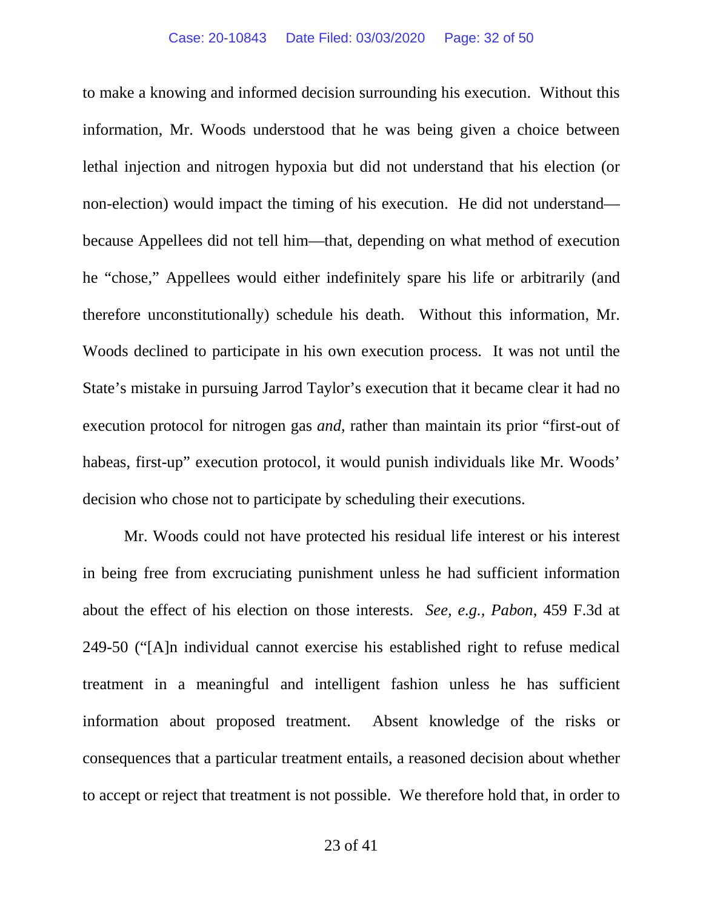to make a knowing and informed decision surrounding his execution. Without this information, Mr. Woods understood that he was being given a choice between lethal injection and nitrogen hypoxia but did not understand that his election (or non-election) would impact the timing of his execution. He did not understand—because Appellees did not tell him—that, depending on what method of execution he "chose," Appellees would either indefinitely spare his life or arbitrarily (and therefore unconstitutionally) schedule his death. Without this information, Mr. Woods declined to participate in his own execution process. It was not until the State's mistake in pursuing Jarrod Taylor's execution that it became clear it had no execution protocol for nitrogen gas *and*, rather than maintain its prior "first-out of habeas, first-up" execution protocol, it would punish individuals like Mr. Woods' decision who chose not to participate by scheduling their executions.

Mr. Woods could not have protected his residual life interest or his interest in being free from excruciating punishment unless he had sufficient information about the effect of his election on those interests. *See, e.g.*, *Pabon*, 459 F.3d at 249-50 ("[A]n individual cannot exercise his established right to refuse medical treatment in a meaningful and intelligent fashion unless he has sufficient information about proposed treatment. Absent knowledge of the risks or consequences that a particular treatment entails, a reasoned decision about whether to accept or reject that treatment is not possible. We therefore hold that, in order to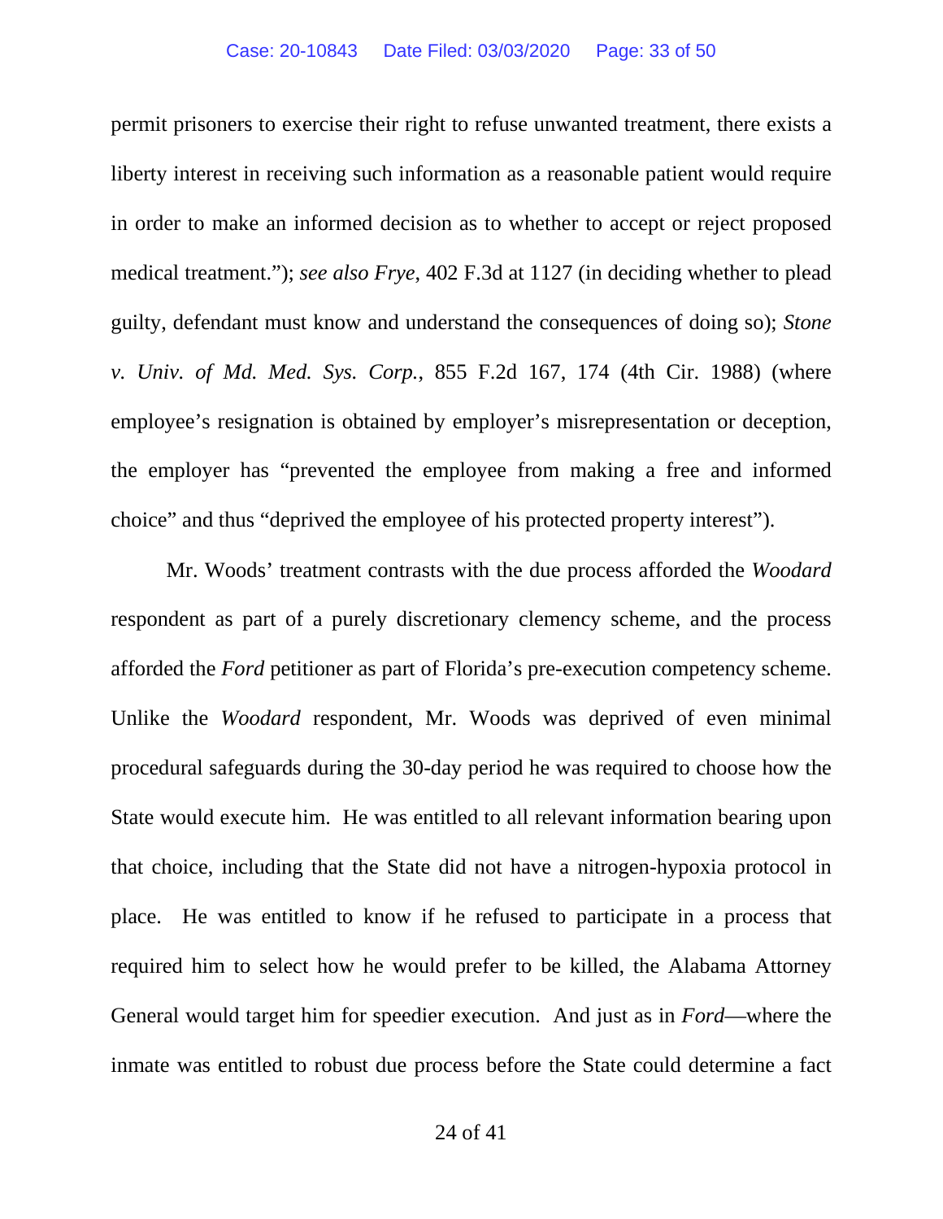permit prisoners to exercise their right to refuse unwanted treatment, there exists a liberty interest in receiving such information as a reasonable patient would require in order to make an informed decision as to whether to accept or reject proposed medical treatment."); *see also Frye*, 402 F.3d at 1127 (in deciding whether to plead guilty, defendant must know and understand the consequences of doing so); *Stone v. Univ. of Md. Med. Sys. Corp.*, 855 F.2d 167, 174 (4th Cir. 1988) (where employee's resignation is obtained by employer's misrepresentation or deception, the employer has "prevented the employee from making a free and informed choice" and thus "deprived the employee of his protected property interest").

Mr. Woods' treatment contrasts with the due process afforded the *Woodard* respondent as part of a purely discretionary clemency scheme, and the process afforded the *Ford* petitioner as part of Florida's pre-execution competency scheme. Unlike the *Woodard* respondent, Mr. Woods was deprived of even minimal procedural safeguards during the 30-day period he was required to choose how the State would execute him. He was entitled to all relevant information bearing upon that choice, including that the State did not have a nitrogen-hypoxia protocol in place. He was entitled to know if he refused to participate in a process that required him to select how he would prefer to be killed, the Alabama Attorney General would target him for speedier execution. And just as in *Ford*—where the inmate was entitled to robust due process before the State could determine a fact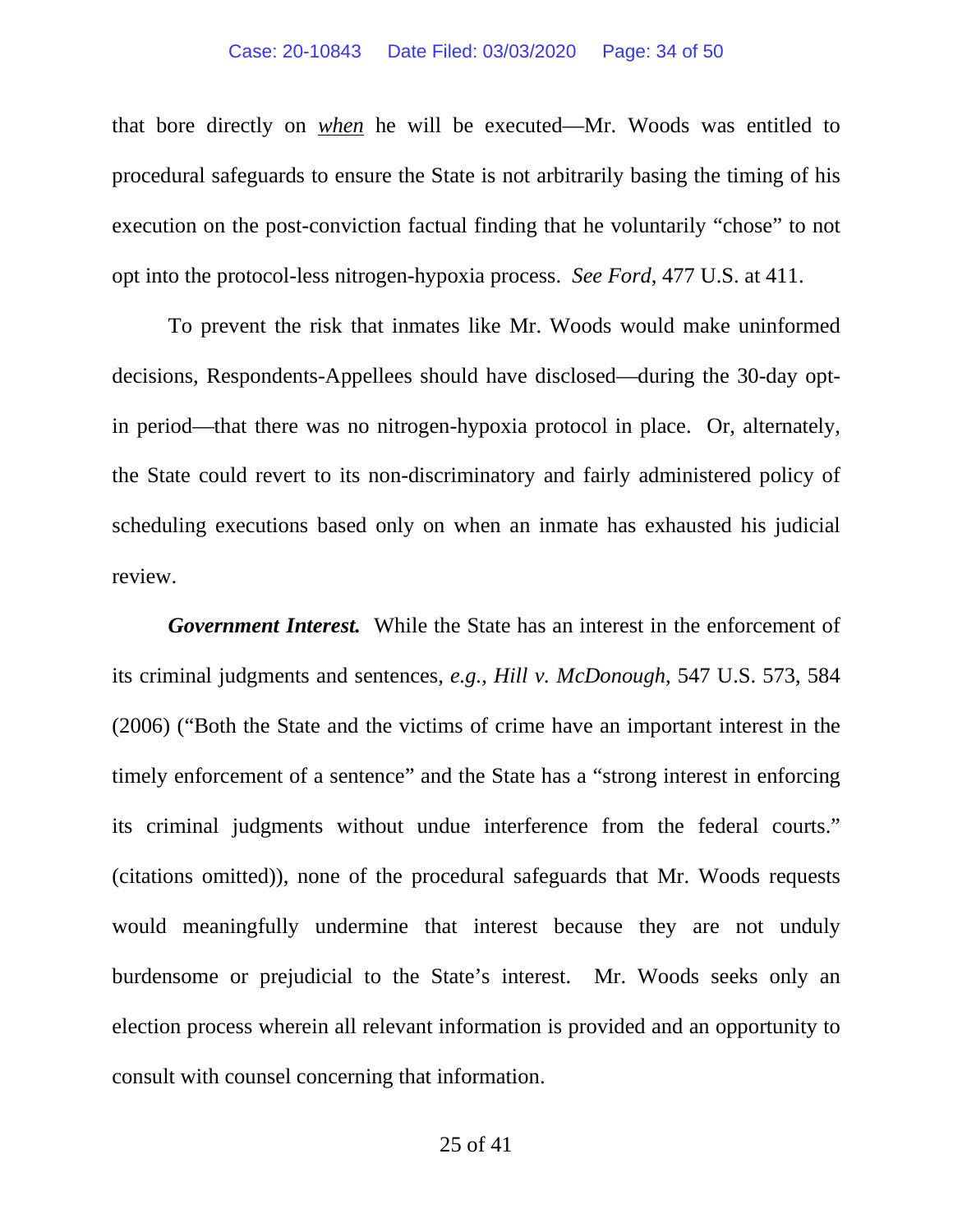that bore directly on *when* he will be executed—Mr. Woods was entitled to procedural safeguards to ensure the State is not arbitrarily basing the timing of his execution on the post-conviction factual finding that he voluntarily "chose" to not opt into the protocol-less nitrogen-hypoxia process. *See Ford*, 477 U.S. at 411.

To prevent the risk that inmates like Mr. Woods would make uninformed decisions, Respondents-Appellees should have disclosed—during the 30-day opt-in period—that there was no nitrogen-hypoxia protocol in place. Or, alternately, the State could revert to its non-discriminatory and fairly administered policy of scheduling executions based only on when an inmate has exhausted his judicial review.

***Government Interest.*** While the State has an interest in the enforcement of its criminal judgments and sentences, *e.g.*, *Hill v. McDonough*, 547 U.S. 573, 584 (2006) ("Both the State and the victims of crime have an important interest in the timely enforcement of a sentence" and the State has a "strong interest in enforcing its criminal judgments without undue interference from the federal courts." (citations omitted)), none of the procedural safeguards that Mr. Woods requests would meaningfully undermine that interest because they are not unduly burdensome or prejudicial to the State's interest. Mr. Woods seeks only an election process wherein all relevant information is provided and an opportunity to consult with counsel concerning that information.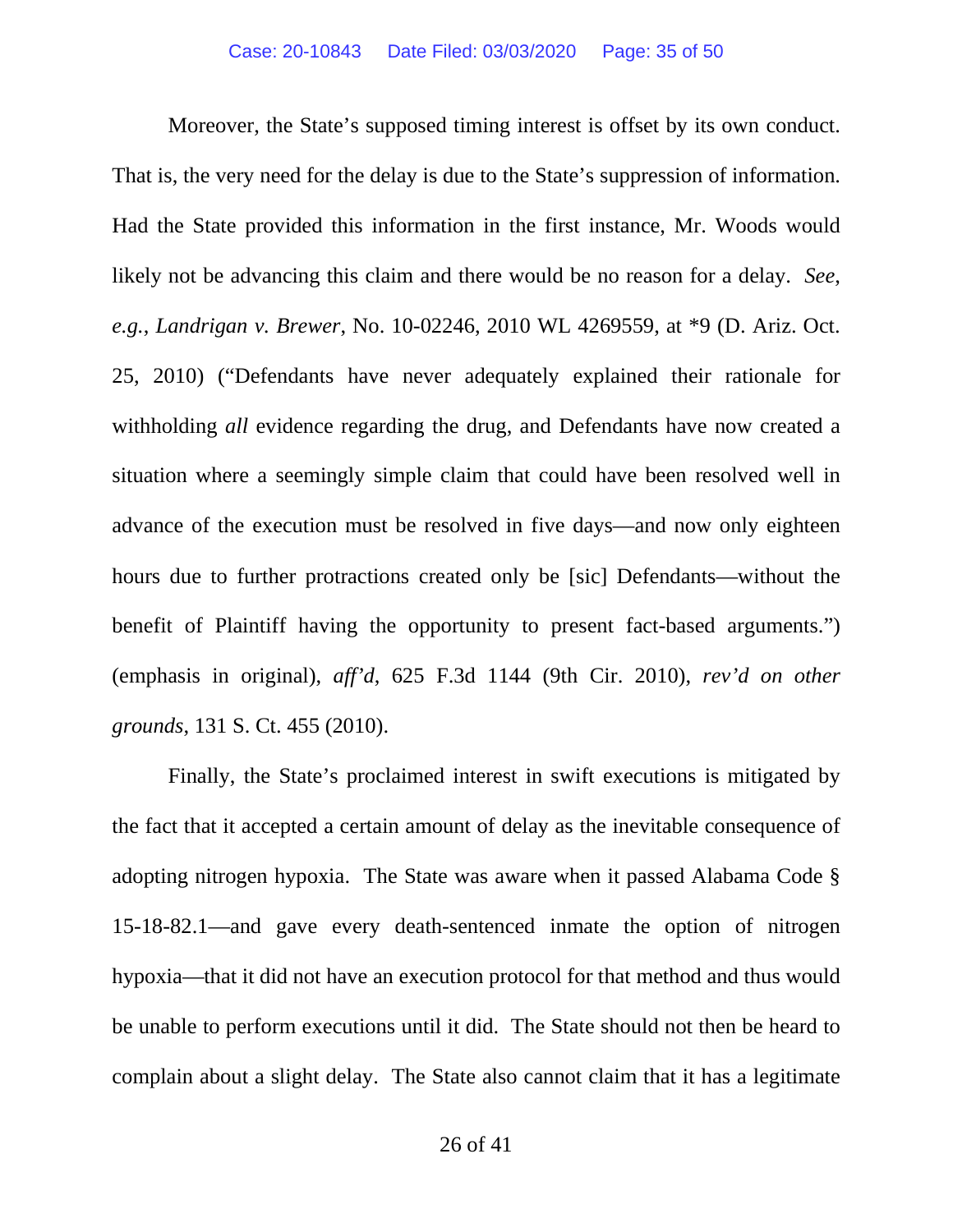Moreover, the State's supposed timing interest is offset by its own conduct. That is, the very need for the delay is due to the State's suppression of information. Had the State provided this information in the first instance, Mr. Woods would likely not be advancing this claim and there would be no reason for a delay. *See, e.g.*, *Landrigan v. Brewer*, No. 10-02246, 2010 WL 4269559, at *9 (D. Ariz. Oct. 25, 2010) ("Defendants have never adequately explained their rationale for withholding *all* evidence regarding the drug, and Defendants have now created a situation where a seemingly simple claim that could have been resolved well in advance of the execution must be resolved in five days—and now only eighteen hours due to further protractions created only be [sic] Defendants—without the benefit of Plaintiff having the opportunity to present fact-based arguments.") (emphasis in original), *aff'd*, 625 F.3d 1144 (9th Cir. 2010), *rev'd on other grounds*, 131 S. Ct. 455 (2010).

Finally, the State's proclaimed interest in swift executions is mitigated by the fact that it accepted a certain amount of delay as the inevitable consequence of adopting nitrogen hypoxia. The State was aware when it passed Alabama Code § 15-18-82.1—and gave every death-sentenced inmate the option of nitrogen hypoxia—that it did not have an execution protocol for that method and thus would be unable to perform executions until it did. The State should not then be heard to complain about a slight delay. The State also cannot claim that it has a legitimate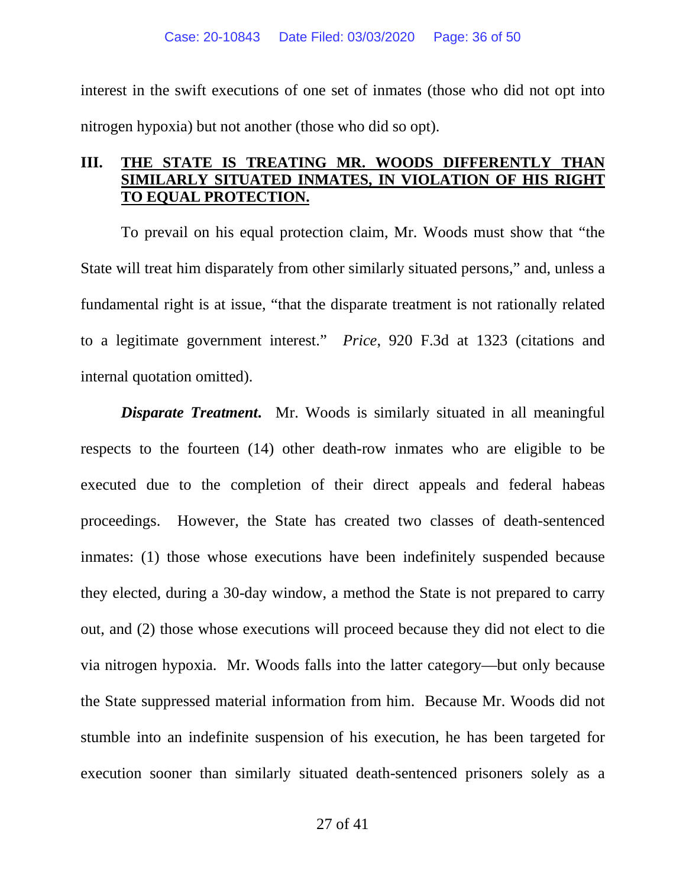interest in the swift executions of one set of inmates (those who did not opt into nitrogen hypoxia) but not another (those who did so opt).

## III. THE STATE IS TREATING MR. WOODS DIFFERENTLY THAN SIMILARLY SITUATED INMATES, IN VIOLATION OF HIS RIGHT TO EQUAL PROTECTION.

To prevail on his equal protection claim, Mr. Woods must show that "the State will treat him disparately from other similarly situated persons," and, unless a fundamental right is at issue, "that the disparate treatment is not rationally related to a legitimate government interest." *Price*, 920 F.3d at 1323 (citations and internal quotation omitted).

***Disparate Treatment***. Mr. Woods is similarly situated in all meaningful respects to the fourteen (14) other death-row inmates who are eligible to be executed due to the completion of their direct appeals and federal habeas proceedings. However, the State has created two classes of death-sentenced inmates: (1) those whose executions have been indefinitely suspended because they elected, during a 30-day window, a method the State is not prepared to carry out, and (2) those whose executions will proceed because they did not elect to die via nitrogen hypoxia. Mr. Woods falls into the latter category—but only because the State suppressed material information from him. Because Mr. Woods did not stumble into an indefinite suspension of his execution, he has been targeted for execution sooner than similarly situated death-sentenced prisoners solely as a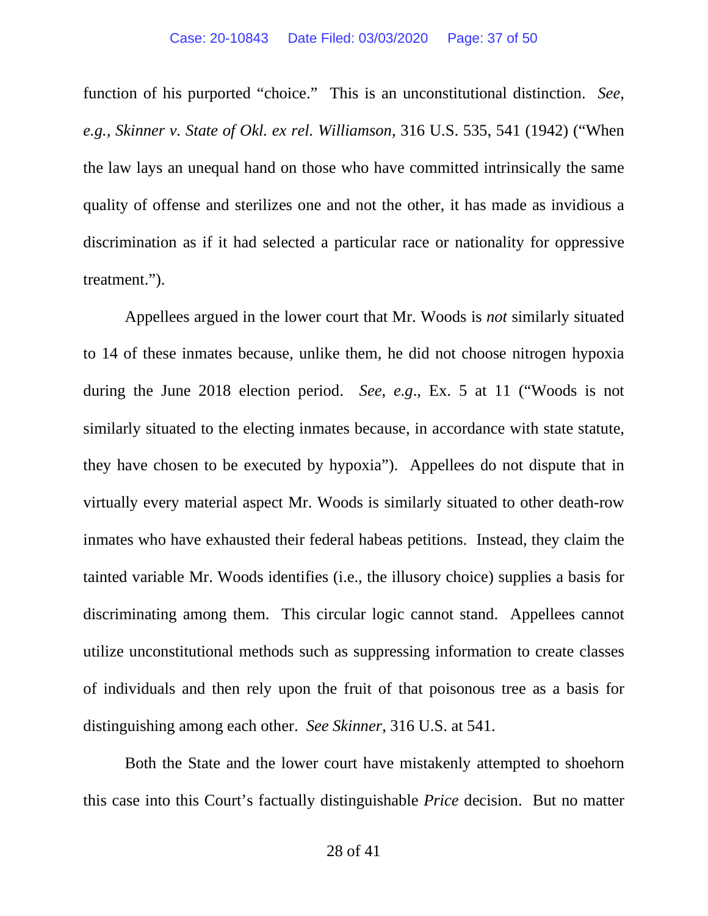function of his purported "choice." This is an unconstitutional distinction. *See, e.g.*, *Skinner v. State of Okl. ex rel. Williamson*, 316 U.S. 535, 541 (1942) ("When the law lays an unequal hand on those who have committed intrinsically the same quality of offense and sterilizes one and not the other, it has made as invidious a discrimination as if it had selected a particular race or nationality for oppressive treatment.").

Appellees argued in the lower court that Mr. Woods is *not* similarly situated to 14 of these inmates because, unlike them, he did not choose nitrogen hypoxia during the June 2018 election period. *See, e.g.*, Ex. 5 at 11 ("Woods is not similarly situated to the electing inmates because, in accordance with state statute, they have chosen to be executed by hypoxia"). Appellees do not dispute that in virtually every material aspect Mr. Woods is similarly situated to other death-row inmates who have exhausted their federal habeas petitions. Instead, they claim the tainted variable Mr. Woods identifies (i.e., the illusory choice) supplies a basis for discriminating among them. This circular logic cannot stand. Appellees cannot utilize unconstitutional methods such as suppressing information to create classes of individuals and then rely upon the fruit of that poisonous tree as a basis for distinguishing among each other. *See Skinner*, 316 U.S. at 541.

Both the State and the lower court have mistakenly attempted to shoehorn this case into this Court's factually distinguishable *Price* decision. But no matter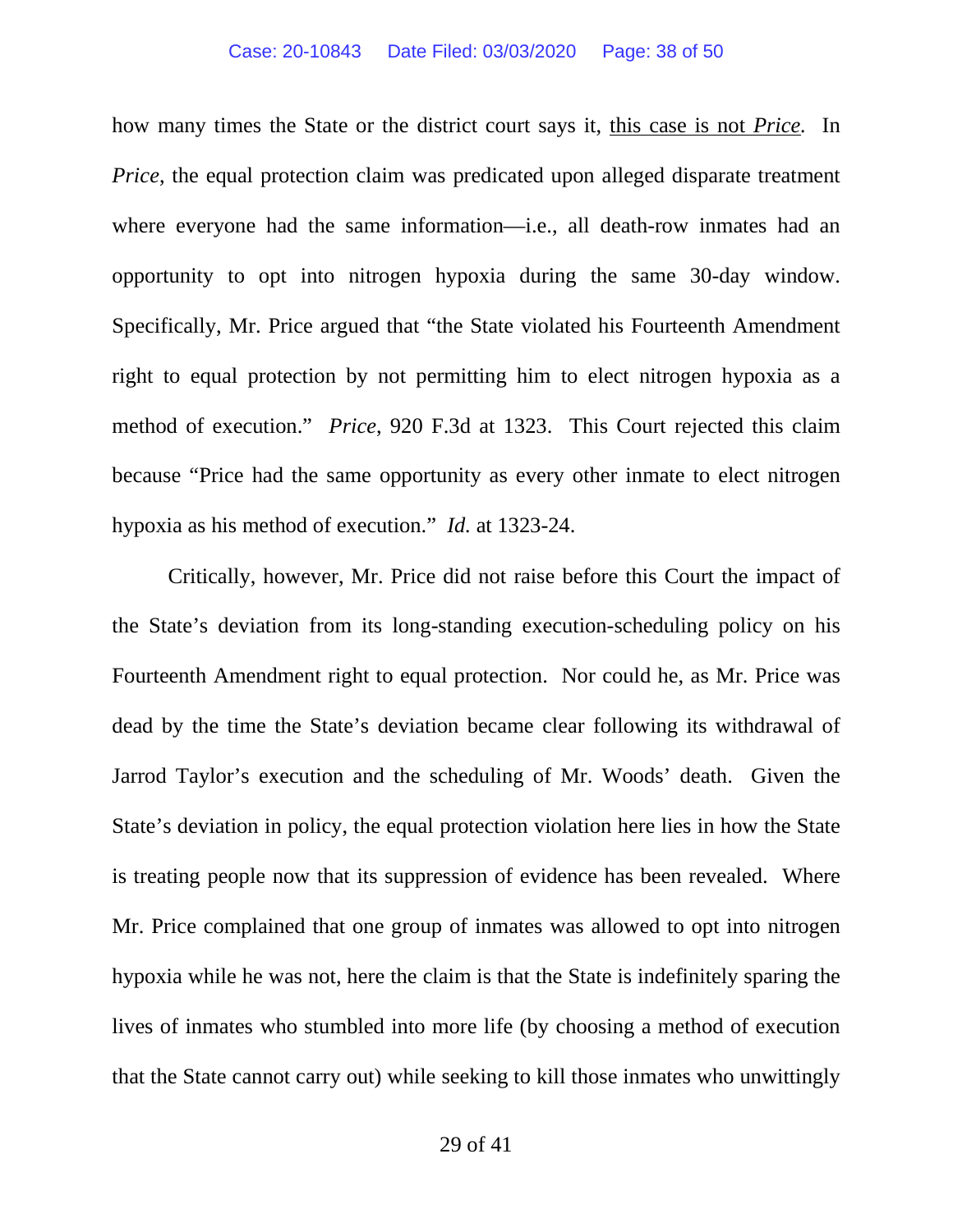how many times the State or the district court says it, <u>this case is not *Price*</u>. In *Price*, the equal protection claim was predicated upon alleged disparate treatment where everyone had the same information—i.e., all death-row inmates had an opportunity to opt into nitrogen hypoxia during the same 30-day window. Specifically, Mr. Price argued that "the State violated his Fourteenth Amendment right to equal protection by not permitting him to elect nitrogen hypoxia as a method of execution." *Price*, 920 F.3d at 1323. This Court rejected this claim because "Price had the same opportunity as every other inmate to elect nitrogen hypoxia as his method of execution." *Id.* at 1323-24.

Critically, however, Mr. Price did not raise before this Court the impact of the State's deviation from its long-standing execution-scheduling policy on his Fourteenth Amendment right to equal protection. Nor could he, as Mr. Price was dead by the time the State's deviation became clear following its withdrawal of Jarrod Taylor's execution and the scheduling of Mr. Woods' death. Given the State's deviation in policy, the equal protection violation here lies in how the State is treating people now that its suppression of evidence has been revealed. Where Mr. Price complained that one group of inmates was allowed to opt into nitrogen hypoxia while he was not, here the claim is that the State is indefinitely sparing the lives of inmates who stumbled into more life (by choosing a method of execution that the State cannot carry out) while seeking to kill those inmates who unwittingly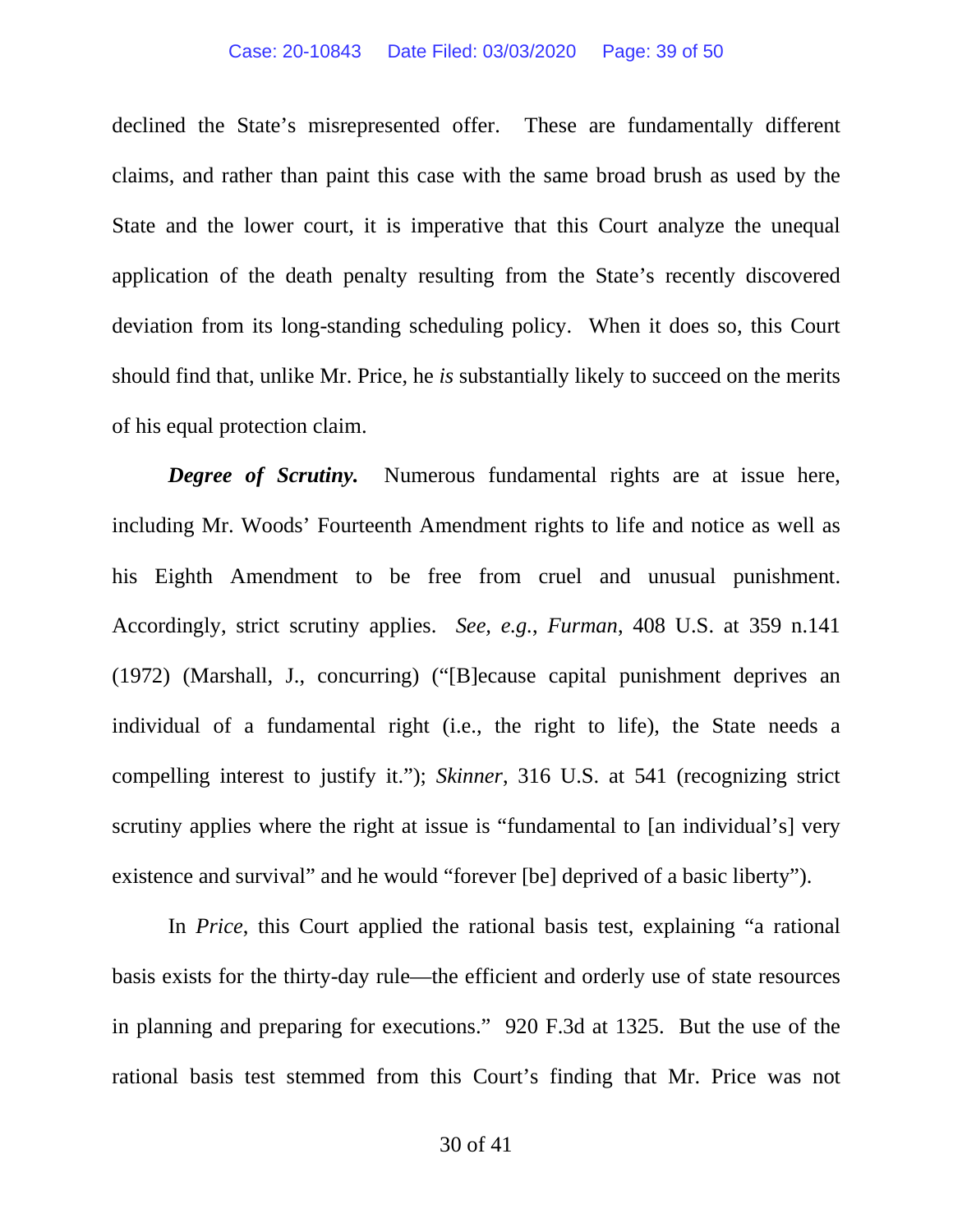declined the State's misrepresented offer. These are fundamentally different claims, and rather than paint this case with the same broad brush as used by the State and the lower court, it is imperative that this Court analyze the unequal application of the death penalty resulting from the State's recently discovered deviation from its long-standing scheduling policy. When it does so, this Court should find that, unlike Mr. Price, he *is* substantially likely to succeed on the merits of his equal protection claim.

***Degree of Scrutiny.*** Numerous fundamental rights are at issue here, including Mr. Woods' Fourteenth Amendment rights to life and notice as well as his Eighth Amendment to be free from cruel and unusual punishment. Accordingly, strict scrutiny applies. *See, e.g.*, *Furman*, 408 U.S. at 359 n.141 (1972) (Marshall, J., concurring) ("[B]ecause capital punishment deprives an individual of a fundamental right (i.e., the right to life), the State needs a compelling interest to justify it."); *Skinner*, 316 U.S. at 541 (recognizing strict scrutiny applies where the right at issue is "fundamental to [an individual's] very existence and survival" and he would "forever [be] deprived of a basic liberty").

In *Price*, this Court applied the rational basis test, explaining "a rational basis exists for the thirty-day rule—the efficient and orderly use of state resources in planning and preparing for executions." 920 F.3d at 1325. But the use of the rational basis test stemmed from this Court's finding that Mr. Price was not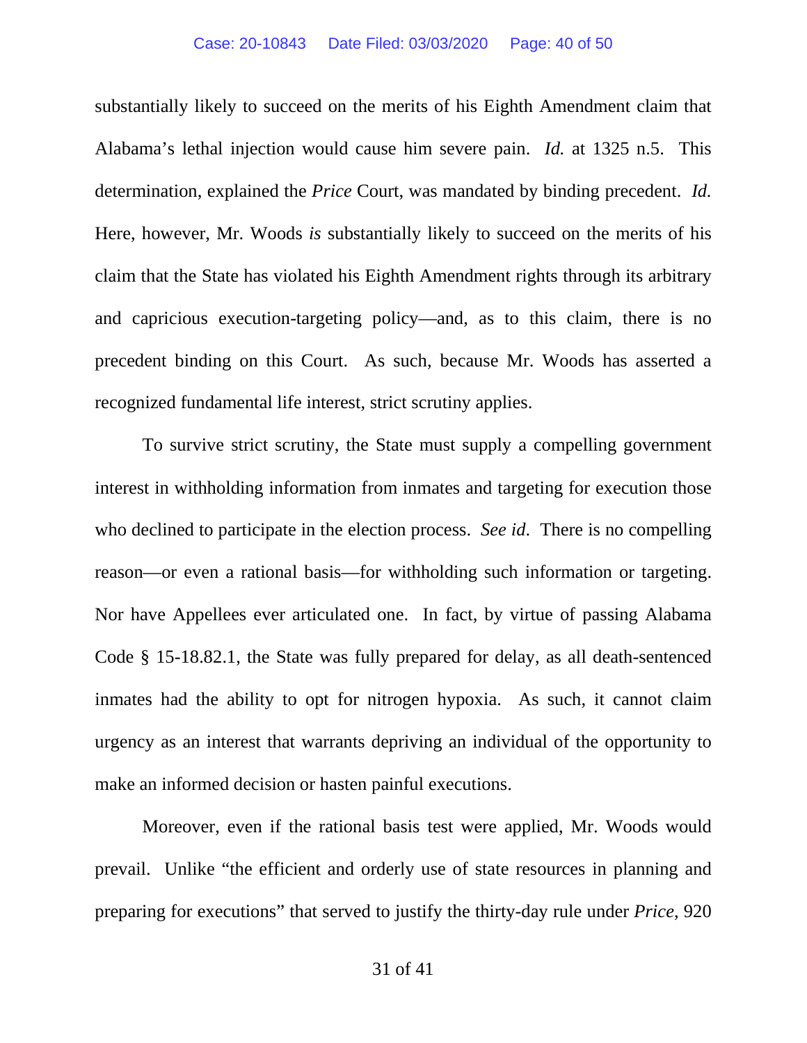substantially likely to succeed on the merits of his Eighth Amendment claim that Alabama's lethal injection would cause him severe pain. *Id.* at 1325 n.5. This determination, explained the *Price* Court, was mandated by binding precedent. *Id.* Here, however, Mr. Woods *is* substantially likely to succeed on the merits of his claim that the State has violated his Eighth Amendment rights through its arbitrary and capricious execution-targeting policy—and, as to this claim, there is no precedent binding on this Court. As such, because Mr. Woods has asserted a recognized fundamental life interest, strict scrutiny applies.

To survive strict scrutiny, the State must supply a compelling government interest in withholding information from inmates and targeting for execution those who declined to participate in the election process. *See id*. There is no compelling reason—or even a rational basis—for withholding such information or targeting. Nor have Appellees ever articulated one. In fact, by virtue of passing Alabama Code § 15-18.82.1, the State was fully prepared for delay, as all death-sentenced inmates had the ability to opt for nitrogen hypoxia. As such, it cannot claim urgency as an interest that warrants depriving an individual of the opportunity to make an informed decision or hasten painful executions.

Moreover, even if the rational basis test were applied, Mr. Woods would prevail. Unlike "the efficient and orderly use of state resources in planning and preparing for executions" that served to justify the thirty-day rule under *Price*, 920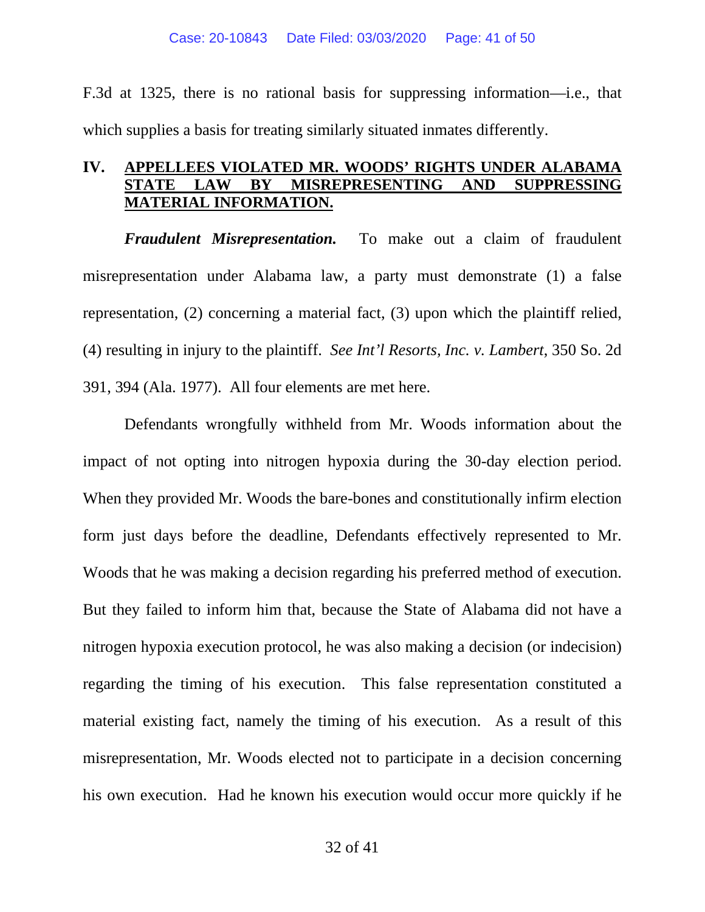F.3d at 1325, there is no rational basis for suppressing information—i.e., that which supplies a basis for treating similarly situated inmates differently.

## IV. APPELLEES VIOLATED MR. WOODS' RIGHTS UNDER ALABAMA STATE LAW BY MISREPRESENTING AND SUPPRESSING MATERIAL INFORMATION.

***Fraudulent Misrepresentation.*** To make out a claim of fraudulent misrepresentation under Alabama law, a party must demonstrate (1) a false representation, (2) concerning a material fact, (3) upon which the plaintiff relied, (4) resulting in injury to the plaintiff. *See Int'l Resorts, Inc. v. Lambert*, 350 So. 2d 391, 394 (Ala. 1977). All four elements are met here.

Defendants wrongfully withheld from Mr. Woods information about the impact of not opting into nitrogen hypoxia during the 30-day election period. When they provided Mr. Woods the bare-bones and constitutionally infirm election form just days before the deadline, Defendants effectively represented to Mr. Woods that he was making a decision regarding his preferred method of execution. But they failed to inform him that, because the State of Alabama did not have a nitrogen hypoxia execution protocol, he was also making a decision (or indecision) regarding the timing of his execution. This false representation constituted a material existing fact, namely the timing of his execution. As a result of this misrepresentation, Mr. Woods elected not to participate in a decision concerning his own execution. Had he known his execution would occur more quickly if he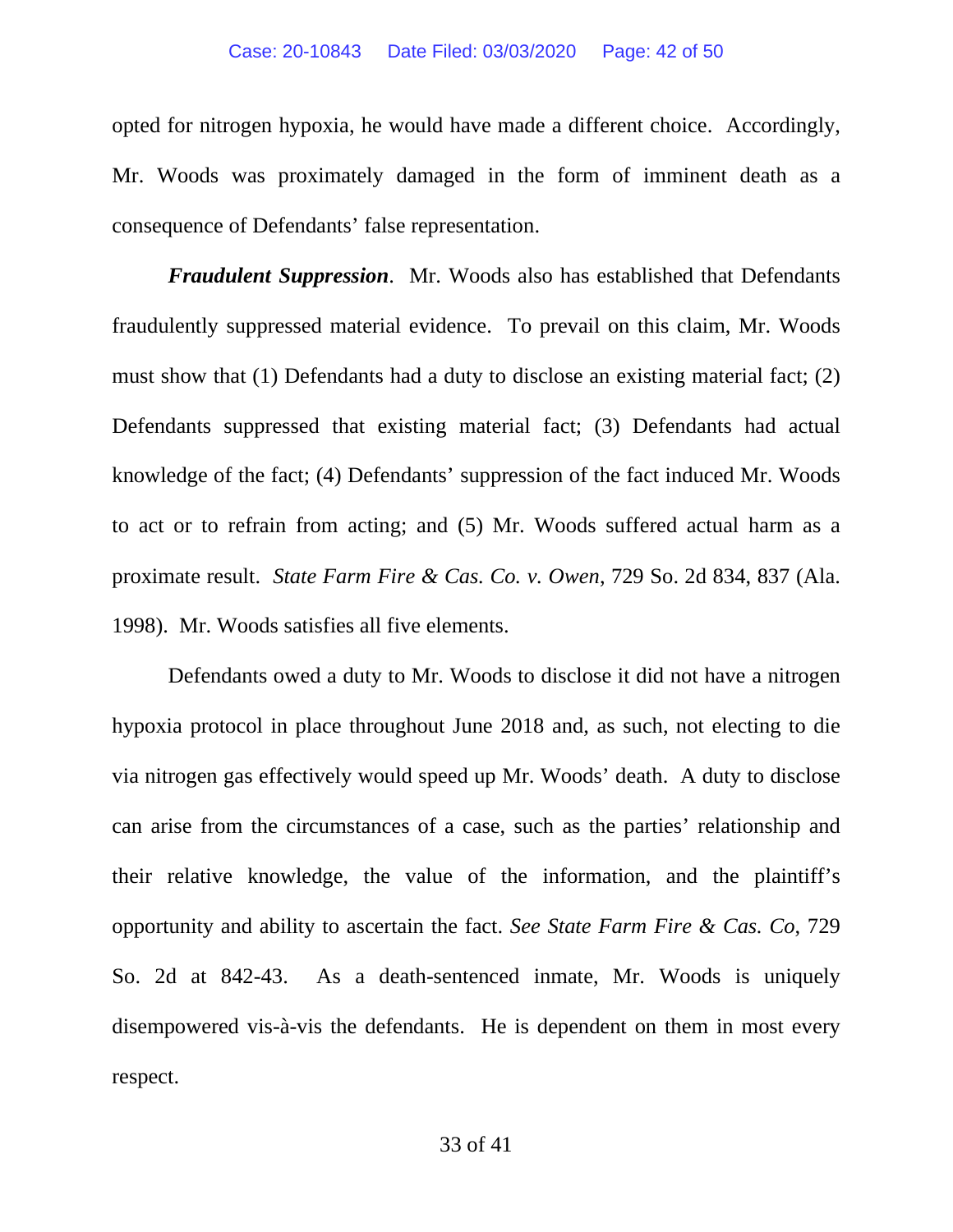opted for nitrogen hypoxia, he would have made a different choice. Accordingly, Mr. Woods was proximately damaged in the form of imminent death as a consequence of Defendants' false representation.

***Fraudulent Suppression***. Mr. Woods also has established that Defendants fraudulently suppressed material evidence. To prevail on this claim, Mr. Woods must show that (1) Defendants had a duty to disclose an existing material fact; (2) Defendants suppressed that existing material fact; (3) Defendants had actual knowledge of the fact; (4) Defendants' suppression of the fact induced Mr. Woods to act or to refrain from acting; and (5) Mr. Woods suffered actual harm as a proximate result. *State Farm Fire & Cas. Co. v. Owen*, 729 So. 2d 834, 837 (Ala. 1998). Mr. Woods satisfies all five elements.

Defendants owed a duty to Mr. Woods to disclose it did not have a nitrogen hypoxia protocol in place throughout June 2018 and, as such, not electing to die via nitrogen gas effectively would speed up Mr. Woods' death. A duty to disclose can arise from the circumstances of a case, such as the parties' relationship and their relative knowledge, the value of the information, and the plaintiff's opportunity and ability to ascertain the fact. *See State Farm Fire & Cas. Co*, 729 So. 2d at 842-43. As a death-sentenced inmate, Mr. Woods is uniquely disempowered vis-à-vis the defendants. He is dependent on them in most every respect.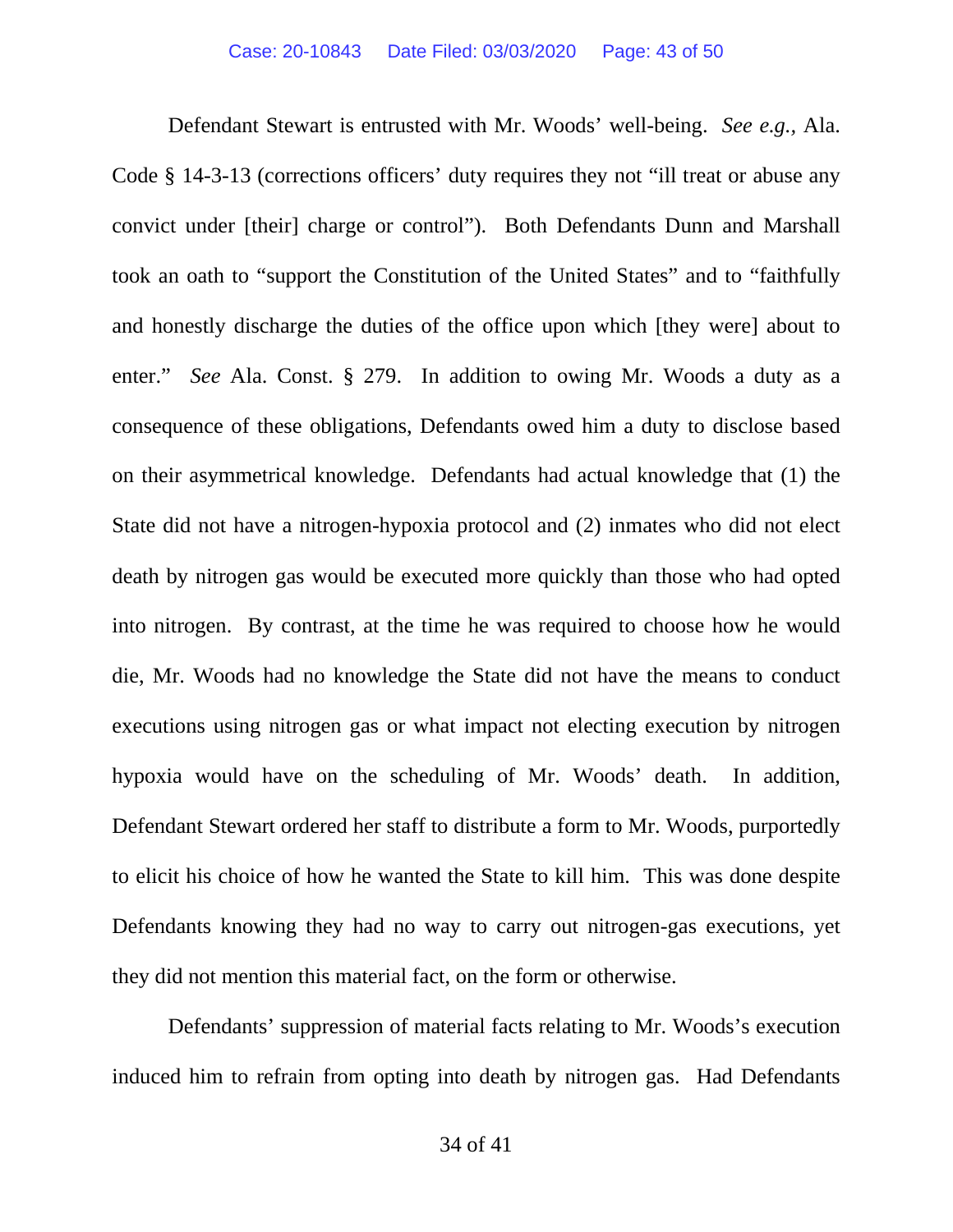Defendant Stewart is entrusted with Mr. Woods' well-being. *See e.g.*, Ala. Code § 14-3-13 (corrections officers' duty requires they not "ill treat or abuse any convict under [their] charge or control"). Both Defendants Dunn and Marshall took an oath to "support the Constitution of the United States" and to "faithfully and honestly discharge the duties of the office upon which [they were] about to enter." *See* Ala. Const. § 279. In addition to owing Mr. Woods a duty as a consequence of these obligations, Defendants owed him a duty to disclose based on their asymmetrical knowledge. Defendants had actual knowledge that (1) the State did not have a nitrogen-hypoxia protocol and (2) inmates who did not elect death by nitrogen gas would be executed more quickly than those who had opted into nitrogen. By contrast, at the time he was required to choose how he would die, Mr. Woods had no knowledge the State did not have the means to conduct executions using nitrogen gas or what impact not electing execution by nitrogen hypoxia would have on the scheduling of Mr. Woods' death. In addition, Defendant Stewart ordered her staff to distribute a form to Mr. Woods, purportedly to elicit his choice of how he wanted the State to kill him. This was done despite Defendants knowing they had no way to carry out nitrogen-gas executions, yet they did not mention this material fact, on the form or otherwise.

Defendants' suppression of material facts relating to Mr. Woods's execution induced him to refrain from opting into death by nitrogen gas. Had Defendants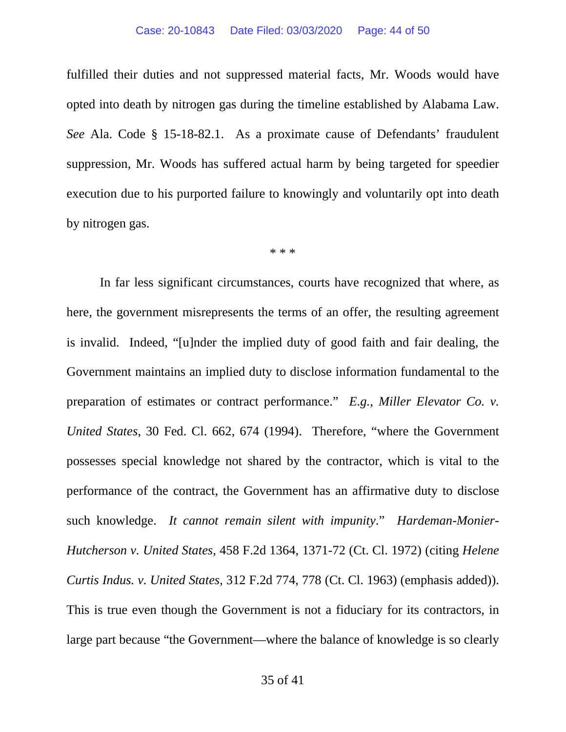fulfilled their duties and not suppressed material facts, Mr. Woods would have opted into death by nitrogen gas during the timeline established by Alabama Law. *See* Ala. Code § 15-18-82.1. As a proximate cause of Defendants' fraudulent suppression, Mr. Woods has suffered actual harm by being targeted for speedier execution due to his purported failure to knowingly and voluntarily opt into death by nitrogen gas.

\* \* \*

In far less significant circumstances, courts have recognized that where, as here, the government misrepresents the terms of an offer, the resulting agreement is invalid. Indeed, "[u]nder the implied duty of good faith and fair dealing, the Government maintains an implied duty to disclose information fundamental to the preparation of estimates or contract performance." *E.g., Miller Elevator Co. v. United States*, 30 Fed. Cl. 662, 674 (1994). Therefore, "where the Government possesses special knowledge not shared by the contractor, which is vital to the performance of the contract, the Government has an affirmative duty to disclose such knowledge. *It cannot remain silent with impunity*." *Hardeman-Monier-Hutcherson v. United States*, 458 F.2d 1364, 1371-72 (Ct. Cl. 1972) (citing *Helene Curtis Indus. v. United States*, 312 F.2d 774, 778 (Ct. Cl. 1963) (emphasis added)). This is true even though the Government is not a fiduciary for its contractors, in large part because "the Government—where the balance of knowledge is so clearly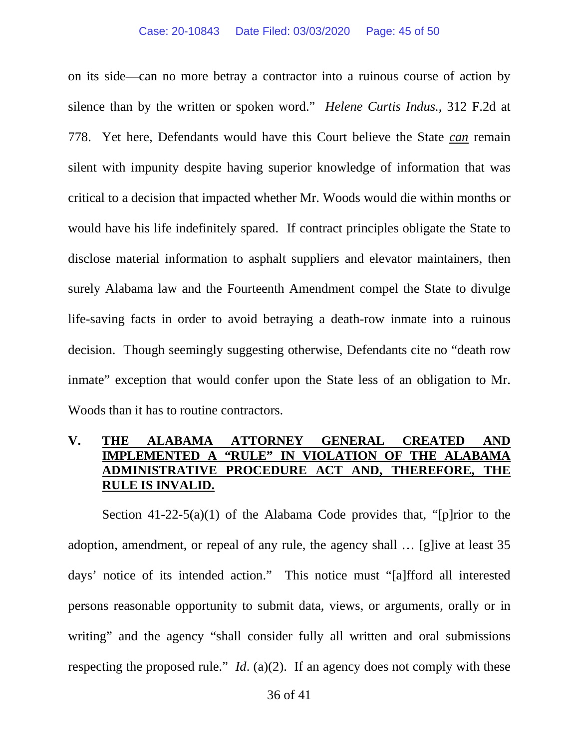on its side—can no more betray a contractor into a ruinous course of action by silence than by the written or spoken word." *Helene Curtis Indus.*, 312 F.2d at 778. Yet here, Defendants would have this Court believe the State ***can*** remain silent with impunity despite having superior knowledge of information that was critical to a decision that impacted whether Mr. Woods would die within months or would have his life indefinitely spared. If contract principles obligate the State to disclose material information to asphalt suppliers and elevator maintainers, then surely Alabama law and the Fourteenth Amendment compel the State to divulge life-saving facts in order to avoid betraying a death-row inmate into a ruinous decision. Though seemingly suggesting otherwise, Defendants cite no "death row inmate" exception that would confer upon the State less of an obligation to Mr. Woods than it has to routine contractors.

## V. THE ALABAMA ATTORNEY GENERAL CREATED AND IMPLEMENTED A "RULE" IN VIOLATION OF THE ALABAMA ADMINISTRATIVE PROCEDURE ACT AND, THEREFORE, THE RULE IS INVALID.

Section 41-22-5(a)(1) of the Alabama Code provides that, "[p]rior to the adoption, amendment, or repeal of any rule, the agency shall … [g]ive at least 35 days' notice of its intended action." This notice must "[a]fford all interested persons reasonable opportunity to submit data, views, or arguments, orally or in writing" and the agency "shall consider fully all written and oral submissions respecting the proposed rule." *Id*. (a)(2). If an agency does not comply with these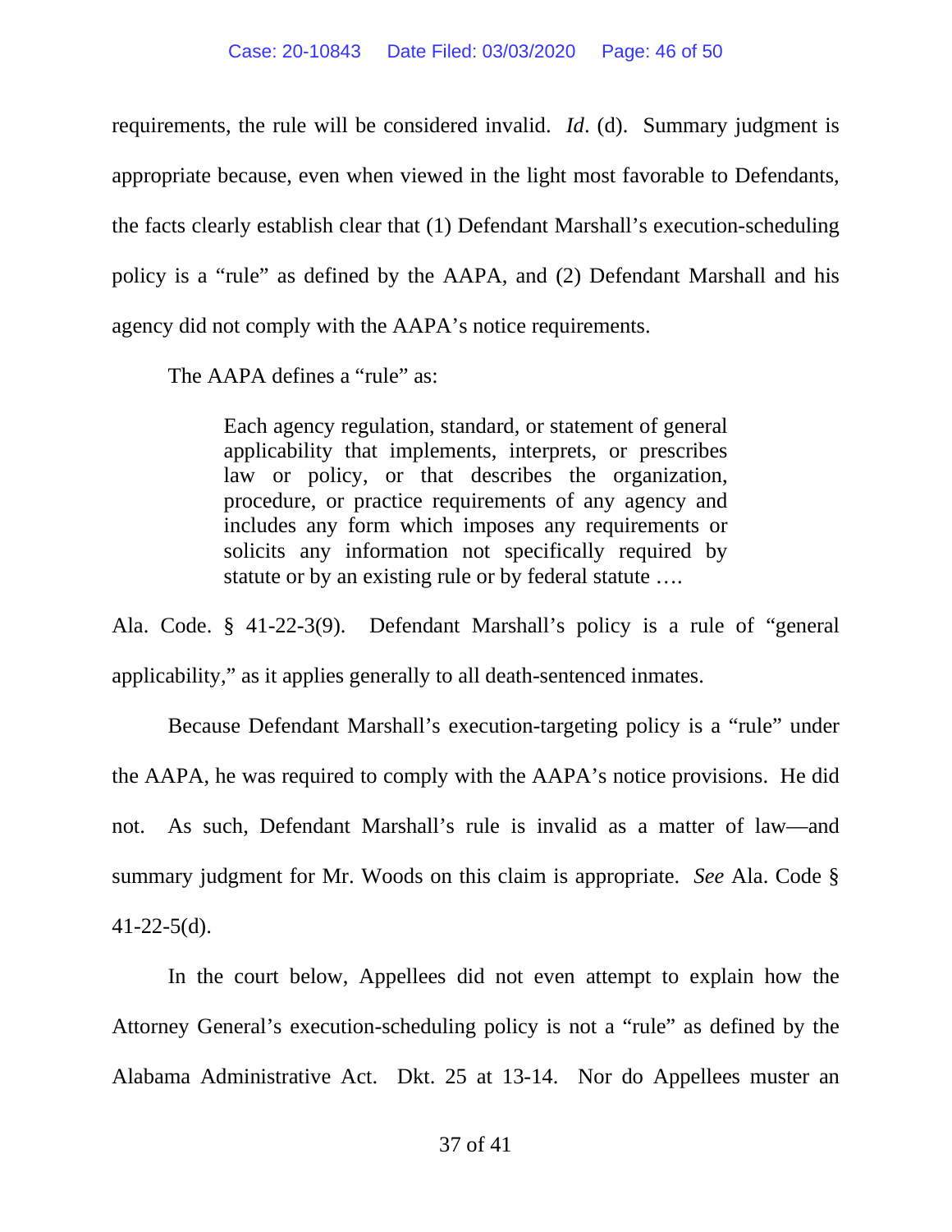requirements, the rule will be considered invalid. *Id*. (d). Summary judgment is appropriate because, even when viewed in the light most favorable to Defendants, the facts clearly establish clear that (1) Defendant Marshall's execution-scheduling policy is a "rule" as defined by the AAPA, and (2) Defendant Marshall and his agency did not comply with the AAPA's notice requirements.

The AAPA defines a "rule" as:

> Each agency regulation, standard, or statement of general applicability that implements, interprets, or prescribes law or policy, or that describes the organization, procedure, or practice requirements of any agency and includes any form which imposes any requirements or solicits any information not specifically required by statute or by an existing rule or by federal statute ….

Ala. Code. § 41-22-3(9). Defendant Marshall's policy is a rule of "general applicability," as it applies generally to all death-sentenced inmates.

Because Defendant Marshall's execution-targeting policy is a "rule" under the AAPA, he was required to comply with the AAPA's notice provisions. He did not. As such, Defendant Marshall's rule is invalid as a matter of law—and summary judgment for Mr. Woods on this claim is appropriate. *See* Ala. Code § 41-22-5(d).

In the court below, Appellees did not even attempt to explain how the Attorney General's execution-scheduling policy is not a "rule" as defined by the Alabama Administrative Act. Dkt. 25 at 13-14. Nor do Appellees muster an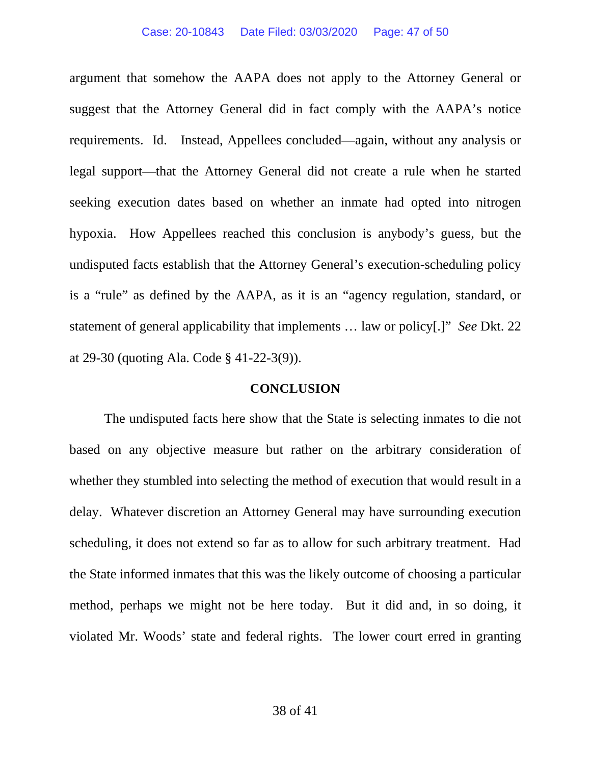argument that somehow the AAPA does not apply to the Attorney General or suggest that the Attorney General did in fact comply with the AAPA's notice requirements. Id. Instead, Appellees concluded—again, without any analysis or legal support—that the Attorney General did not create a rule when he started seeking execution dates based on whether an inmate had opted into nitrogen hypoxia. How Appellees reached this conclusion is anybody's guess, but the undisputed facts establish that the Attorney General's execution-scheduling policy is a "rule" as defined by the AAPA, as it is an "agency regulation, standard, or statement of general applicability that implements … law or policy[.]" *See* Dkt. 22 at 29-30 (quoting Ala. Code § 41-22-3(9)).

## CONCLUSION

The undisputed facts here show that the State is selecting inmates to die not based on any objective measure but rather on the arbitrary consideration of whether they stumbled into selecting the method of execution that would result in a delay. Whatever discretion an Attorney General may have surrounding execution scheduling, it does not extend so far as to allow for such arbitrary treatment. Had the State informed inmates that this was the likely outcome of choosing a particular method, perhaps we might not be here today. But it did and, in so doing, it violated Mr. Woods' state and federal rights. The lower court erred in granting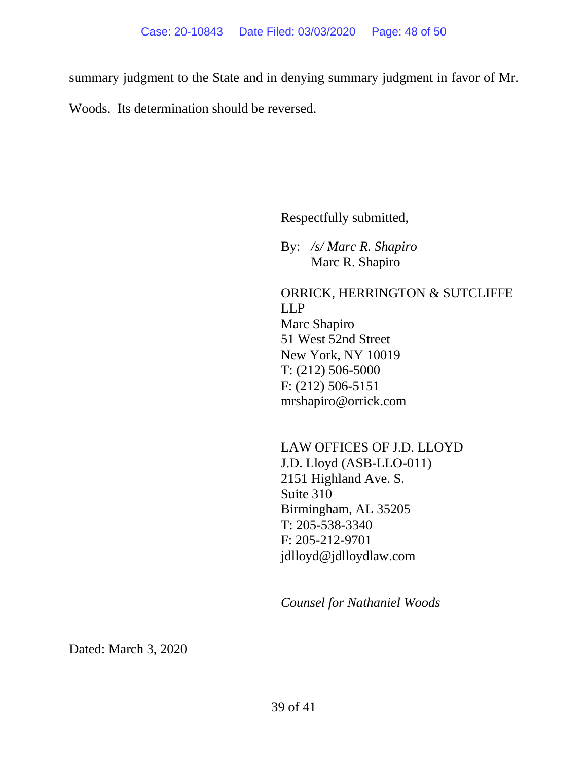summary judgment to the State and in denying summary judgment in favor of Mr. Woods. Its determination should be reversed.

Respectfully submitted,

By: */s/ Marc R. Shapiro*
Marc R. Shapiro

ORRICK, HERRINGTON & SUTCLIFFE LLP
Marc Shapiro
51 West 52nd Street
New York, NY 10019
T: (212) 506-5000
F: (212) 506-5151
mrshapiro@orrick.com

LAW OFFICES OF J.D. LLOYD
J.D. Lloyd (ASB-LLO-011)
2151 Highland Ave. S.
Suite 310
Birmingham, AL 35205
T: 205-538-3340
F: 205-212-9701
jdlloyd@jdlloydlaw.com

*Counsel for Nathaniel Woods*

Dated: March 3, 2020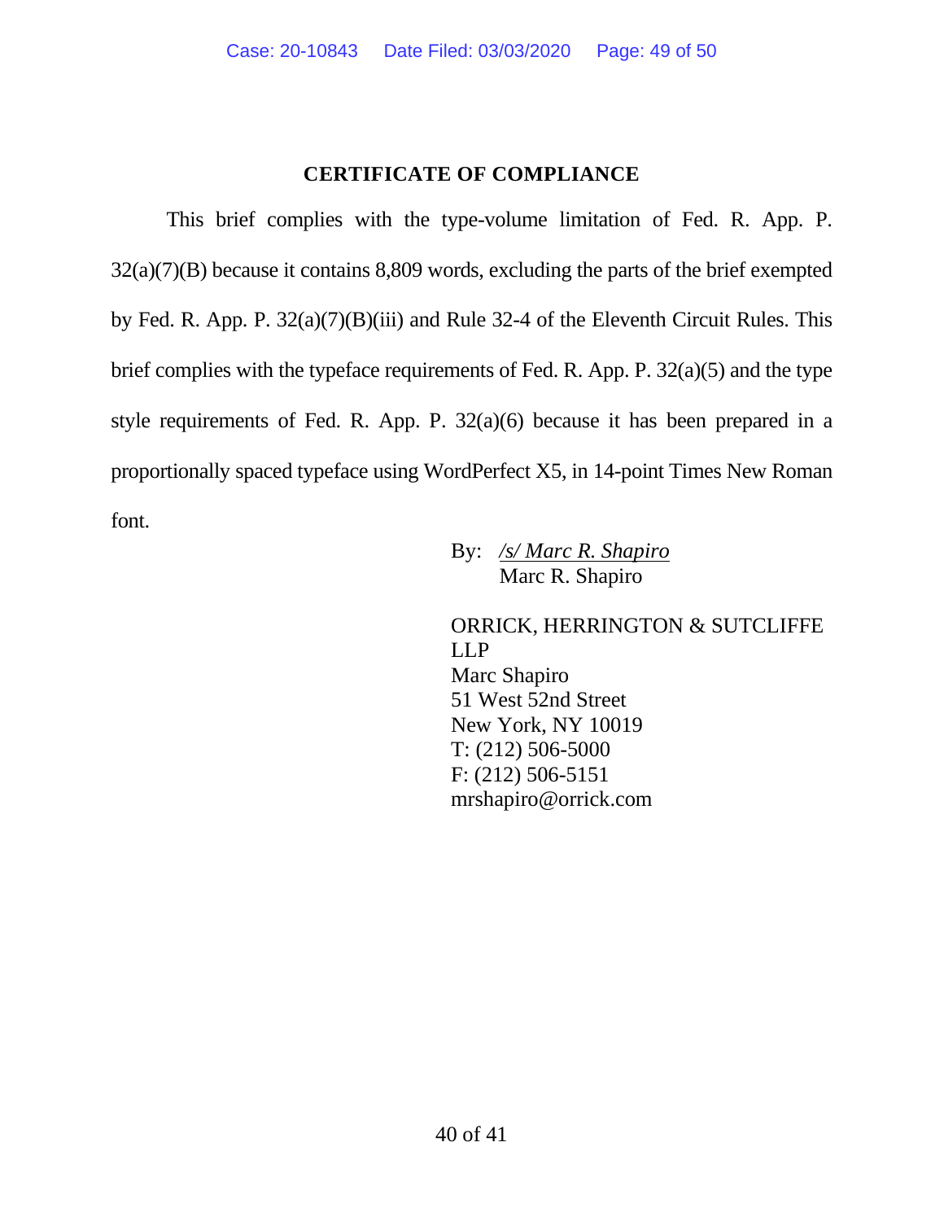## CERTIFICATE OF COMPLIANCE

This brief complies with the type-volume limitation of Fed. R. App. P. 32(a)(7)(B) because it contains 8,809 words, excluding the parts of the brief exempted by Fed. R. App. P. 32(a)(7)(B)(iii) and Rule 32-4 of the Eleventh Circuit Rules. This brief complies with the typeface requirements of Fed. R. App. P. 32(a)(5) and the type style requirements of Fed. R. App. P. 32(a)(6) because it has been prepared in a proportionally spaced typeface using WordPerfect X5, in 14-point Times New Roman font.

By: *<u>/s/ Marc R. Shapiro</u>*
Marc R. Shapiro

ORRICK, HERRINGTON & SUTCLIFFE LLP
Marc Shapiro
51 West 52nd Street
New York, NY 10019
T: (212) 506-5000
F: (212) 506-5151
mrshapiro@orrick.com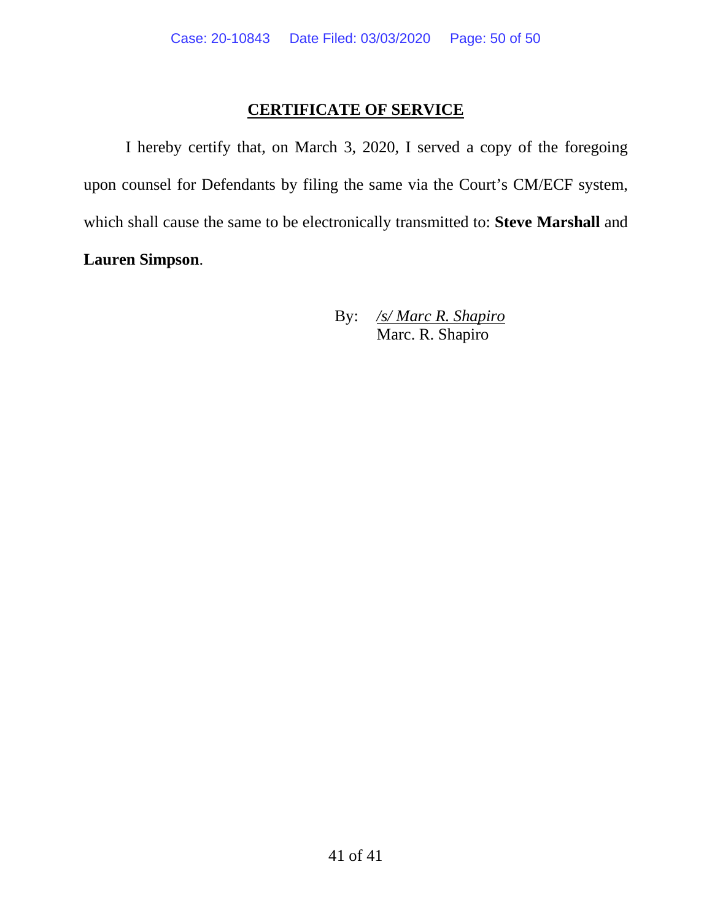## CERTIFICATE OF SERVICE

I hereby certify that, on March 3, 2020, I served a copy of the foregoing upon counsel for Defendants by filing the same via the Court's CM/ECF system, which shall cause the same to be electronically transmitted to: **Steve Marshall** and **Lauren Simpson**.

By: */s/ Marc R. Shapiro*
Marc. R. Shapiro